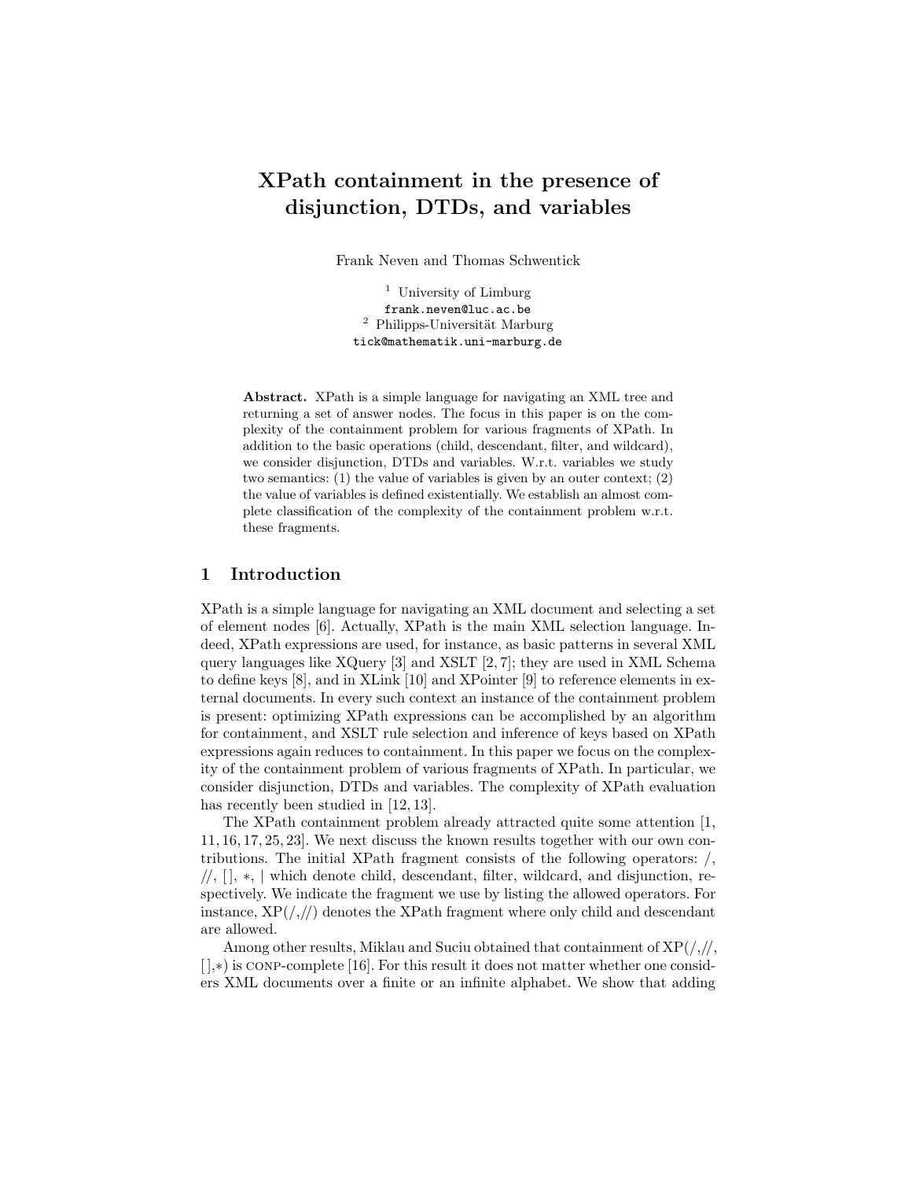# XPath containment in the presence of disjunction, DTDs, and variables

Frank Neven and Thomas Schwentick

[1] University of Limburg
frank.neven@luc.ac.be
[2] Philipps-Universität Marburg
tick@mathematik.uni-marburg.de

**Abstract.** XPath is a simple language for navigating an XML tree and returning a set of answer nodes. The focus in this paper is on the complexity of the containment problem for various fragments of XPath. In addition to the basic operations (child, descendant, filter, and wildcard), we consider disjunction, DTDs and variables. W.r.t. variables we study two semantics: (1) the value of variables is given by an outer context; (2) the value of variables is defined existentially. We establish an almost complete classification of the complexity of the containment problem w.r.t. these fragments.

## 1 Introduction

XPath is a simple language for navigating an XML document and selecting a set of element nodes [6]. Actually, XPath is the main XML selection language. Indeed, XPath expressions are used, for instance, as basic patterns in several XML query languages like XQuery [3] and XSLT [2, 7]; they are used in XML Schema to define keys [8], and in XLink [10] and XPointer [9] to reference elements in external documents. In every such context an instance of the containment problem is present: optimizing XPath expressions can be accomplished by an algorithm for containment, and XSLT rule selection and inference of keys based on XPath expressions again reduces to containment. In this paper we focus on the complexity of the containment problem of various fragments of XPath. In particular, we consider disjunction, DTDs and variables. The complexity of XPath evaluation has recently been studied in [12, 13].

The XPath containment problem already attracted quite some attention [1, 11, 16, 17, 25, 23]. We next discuss the known results together with our own contributions. The initial XPath fragment consists of the following operators: /, //, [ ], $*$, | which denote child, descendant, filter, wildcard, and disjunction, respectively. We indicate the fragment we use by listing the allowed operators. For instance, XP(/,//) denotes the XPath fragment where only child and descendant are allowed.

Among other results, Miklau and Suciu obtained that containment of XP(/,//, [ ],$*$) is CONP-complete [16]. For this result it does not matter whether one considers XML documents over a finite or an infinite alphabet. We show that adding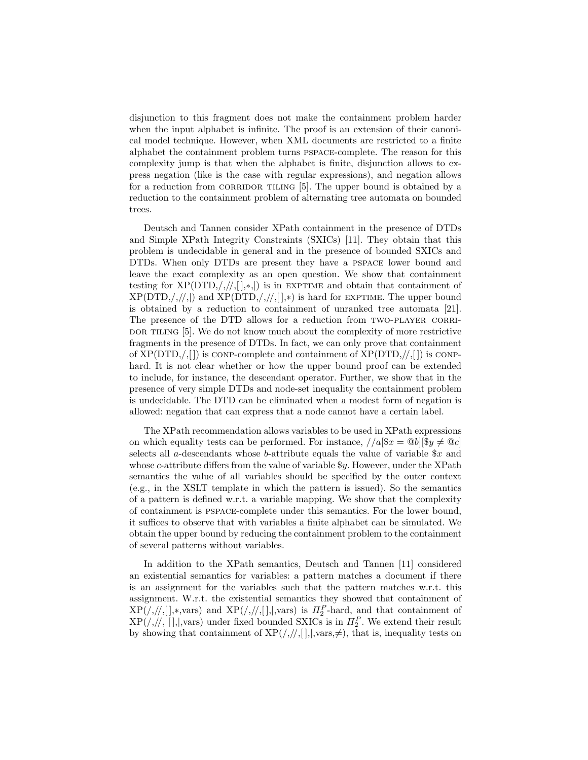disjunction to this fragment does not make the containment problem harder when the input alphabet is infinite. The proof is an extension of their canonical model technique. However, when XML documents are restricted to a finite alphabet the containment problem turns PSPACE-complete. The reason for this complexity jump is that when the alphabet is finite, disjunction allows to express negation (like is the case with regular expressions), and negation allows for a reduction from CORRIDOR TILING [5]. The upper bound is obtained by a reduction to the containment problem of alternating tree automata on bounded trees.

Deutsch and Tannen consider XPath containment in the presence of DTDs and Simple XPath Integrity Constraints (SXICs) [11]. They obtain that this problem is undecidable in general and in the presence of bounded SXICs and DTDs. When only DTDs are present they have a PSPACE lower bound and leave the exact complexity as an open question. We show that containment testing for XP(DTD,/,//,[ ],∗,|) is in EXPTIME and obtain that containment of XP(DTD,/,//,|) and XP(DTD,/,//,[ ],∗) is hard for EXPTIME. The upper bound is obtained by a reduction to containment of unranked tree automata [21]. The presence of the DTD allows for a reduction from TWO-PLAYER CORRIDOR TILING [5]. We do not know much about the complexity of more restrictive fragments in the presence of DTDs. In fact, we can only prove that containment of XP(DTD,/,[ ]) is CONP-complete and containment of XP(DTD,//,[ ]) is CONP-hard. It is not clear whether or how the upper bound proof can be extended to include, for instance, the descendant operator. Further, we show that in the presence of very simple DTDs and node-set inequality the containment problem is undecidable. The DTD can be eliminated when a modest form of negation is allowed: negation that can express that a node cannot have a certain label.

The XPath recommendation allows variables to be used in XPath expressions on which equality tests can be performed. For instance, $//a[\$x = @b][\$y \neq @c]$ selects all $a$-descendants whose $b$-attribute equals the value of variable $\$x$ and whose $c$-attribute differs from the value of variable $\$y$. However, under the XPath semantics the value of all variables should be specified by the outer context (e.g., in the XSLT template in which the pattern is issued). So the semantics of a pattern is defined w.r.t. a variable mapping. We show that the complexity of containment is PSPACE-complete under this semantics. For the lower bound, it suffices to observe that with variables a finite alphabet can be simulated. We obtain the upper bound by reducing the containment problem to the containment of several patterns without variables.

In addition to the XPath semantics, Deutsch and Tannen [11] considered an existential semantics for variables: a pattern matches a document if there is an assignment for the variables such that the pattern matches w.r.t. this assignment. W.r.t. the existential semantics they showed that containment of XP(/,//,[ ],∗,vars) and XP(/,//,[ ],|,vars) is $\Pi_2^P$-hard, and that containment of XP(/,//, [ ],|,vars) under fixed bounded SXICs is in $\Pi_2^P$. We extend their result by showing that containment of XP(/,//,[ ],|,vars,≠), that is, inequality tests on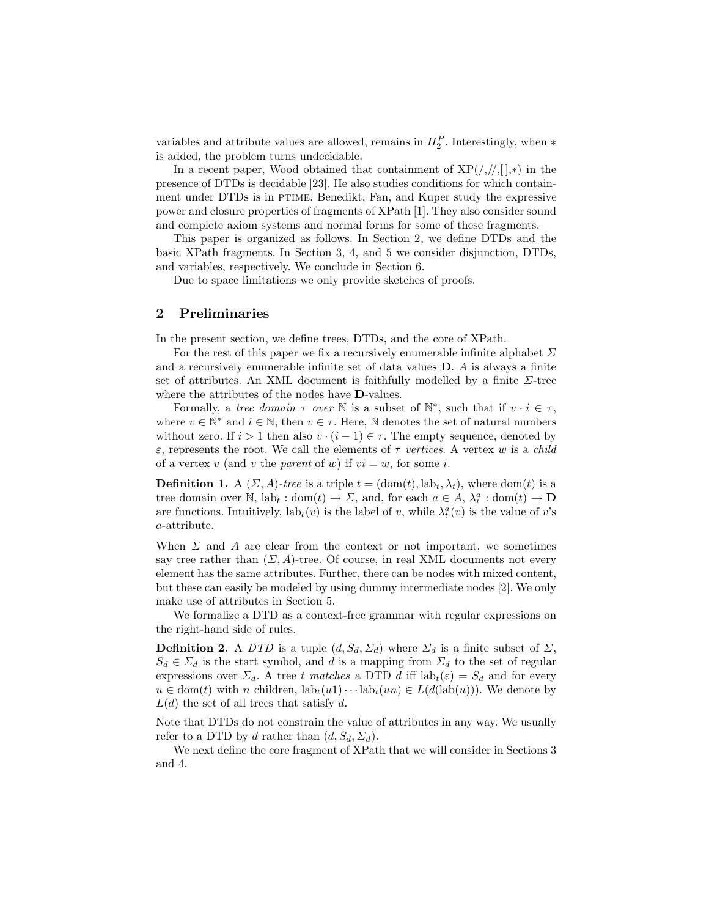variables and attribute values are allowed, remains in $\Pi_2^P$. Interestingly, when $*$ is added, the problem turns undecidable.

In a recent paper, Wood obtained that containment of XP(/,//,[ ],*) in the presence of DTDs is decidable [23]. He also studies conditions for which containment under DTDs is in PTIME. Benedikt, Fan, and Kuper study the expressive power and closure properties of fragments of XPath [1]. They also consider sound and complete axiom systems and normal forms for some of these fragments.

This paper is organized as follows. In Section 2, we define DTDs and the basic XPath fragments. In Section 3, 4, and 5 we consider disjunction, DTDs, and variables, respectively. We conclude in Section 6.

Due to space limitations we only provide sketches of proofs.

## 2 Preliminaries

In the present section, we define trees, DTDs, and the core of XPath.

For the rest of this paper we fix a recursively enumerable infinite alphabet $\Sigma$ and a recursively enumerable infinite set of data values $\mathbf{D}$. $A$ is always a finite set of attributes. An XML document is faithfully modelled by a finite $\Sigma$-tree where the attributes of the nodes have $\mathbf{D}$-values.

Formally, a *tree domain $\tau$ over* $\mathbb{N}$ is a subset of $\mathbb{N}^*$, such that if $v \cdot i \in \tau$, where $v \in \mathbb{N}^*$ and $i \in \mathbb{N}$, then $v \in \tau$. Here, $\mathbb{N}$ denotes the set of natural numbers without zero. If $i > 1$ then also $v \cdot (i-1) \in \tau$. The empty sequence, denoted by $\varepsilon$, represents the root. We call the elements of $\tau$ *vertices*. A vertex $w$ is a *child* of a vertex $v$ (and $v$ the *parent* of $w$) if $vi = w$, for some $i$.

**Definition 1.** A $(\Sigma, A)$-*tree* is a triple $t = (\text{dom}(t), \text{lab}_t, \lambda_t)$, where $\text{dom}(t)$ is a tree domain over $\mathbb{N}$, $\text{lab}_t : \text{dom}(t) \to \Sigma$, and, for each $a \in A$, $\lambda_t^a : \text{dom}(t) \to \mathbf{D}$ are functions. Intuitively, $\text{lab}_t(v)$ is the label of $v$, while $\lambda_t^a(v)$ is the value of $v$'s $a$-attribute.

When $\Sigma$ and $A$ are clear from the context or not important, we sometimes say tree rather than $(\Sigma, A)$-tree. Of course, in real XML documents not every element has the same attributes. Further, there can be nodes with mixed content, but these can easily be modeled by using dummy intermediate nodes [2]. We only make use of attributes in Section 5.

We formalize a DTD as a context-free grammar with regular expressions on the right-hand side of rules.

**Definition 2.** A *DTD* is a tuple $(d, S_d, \Sigma_d)$ where $\Sigma_d$ is a finite subset of $\Sigma$, $S_d \in \Sigma_d$ is the start symbol, and $d$ is a mapping from $\Sigma_d$ to the set of regular expressions over $\Sigma_d$. A tree $t$ *matches* a DTD $d$ iff $\text{lab}_t(\varepsilon) = S_d$ and for every $u \in \text{dom}(t)$ with $n$ children, $\text{lab}_t(u1) \cdots \text{lab}_t(un) \in L(d(\text{lab}(u)))$. We denote by $L(d)$ the set of all trees that satisfy $d$.

Note that DTDs do not constrain the value of attributes in any way. We usually refer to a DTD by $d$ rather than $(d, S_d, \Sigma_d)$.

We next define the core fragment of XPath that we will consider in Sections 3 and 4.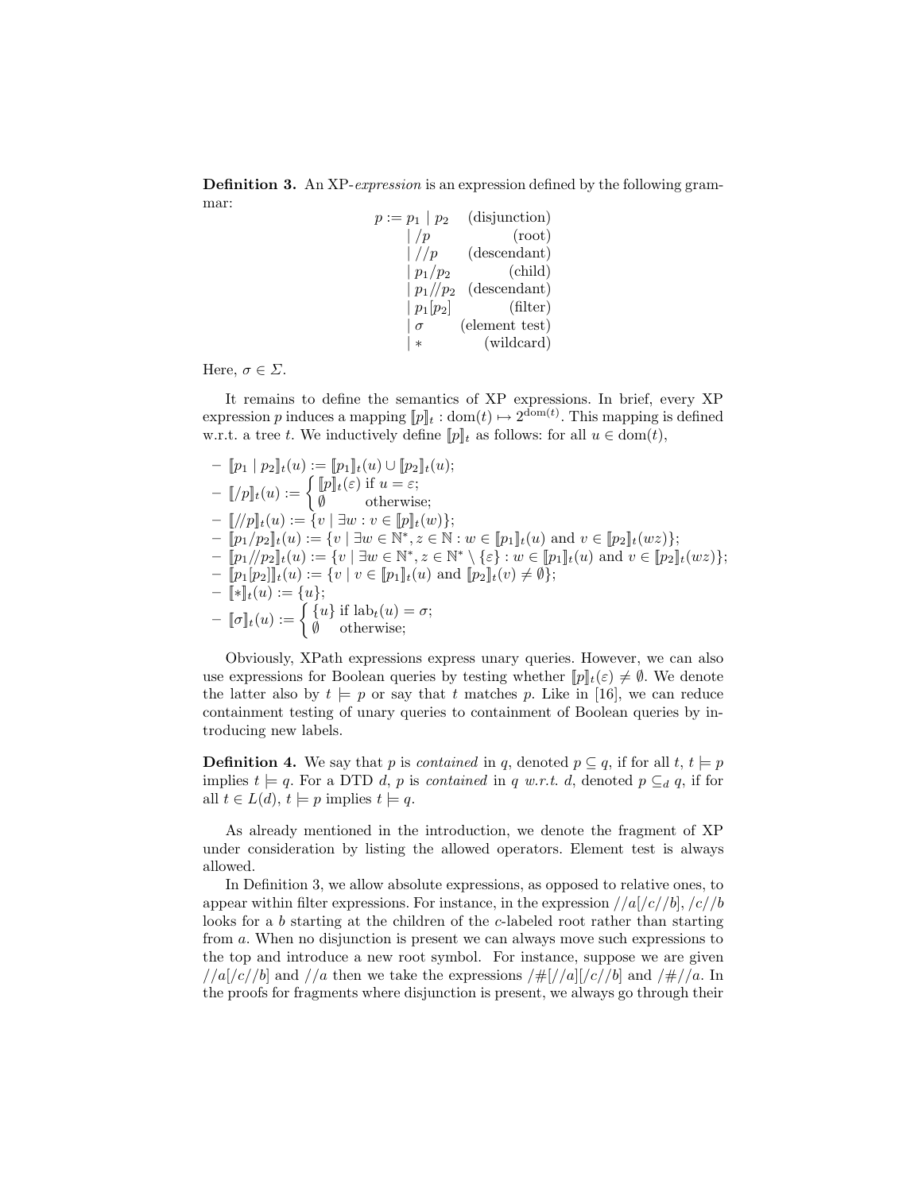**Definition 3.** An XP-*expression* is an expression defined by the following grammar:

$$
\begin{array}{lr}
p := p_1 \mid p_2 & \text{(disjunction)} \\
\quad \mid /p & \text{(root)} \\
\quad \mid //p & \text{(descendant)} \\
\quad \mid p_1/p_2 & \text{(child)} \\
\quad \mid p_1//p_2 & \text{(descendant)} \\
\quad \mid p_1[p_2] & \text{(filter)} \\
\quad \mid \sigma & \text{(element test)} \\
\quad \mid * & \text{(wildcard)}
\end{array}
$$

Here, $\sigma \in \Sigma$.

It remains to define the semantics of XP expressions. In brief, every XP expression $p$ induces a mapping $[\![p]\!]_t : \mathrm{dom}(t) \mapsto 2^{\mathrm{dom}(t)}$. This mapping is defined w.r.t. a tree $t$. We inductively define $[\![p]\!]_t$ as follows: for all $u \in \mathrm{dom}(t)$,

- $[\![p_1 \mid p_2]\!]_t(u) := [\![p_1]\!]_t(u) \cup [\![p_2]\!]_t(u)$;
- $[\![/p]\!]_t(u) := \begin{cases} [\![p]\!]_t(\varepsilon) & \text{if } u = \varepsilon; \\ \emptyset & \text{otherwise;} \end{cases}$
- $[\![//p]\!]_t(u) := \{v \mid \exists w : v \in [\![p]\!]_t(w)\}$;
- $[\![p_1/p_2]\!]_t(u) := \{v \mid \exists w \in \mathbb{N}^*, z \in \mathbb{N} : w \in [\![p_1]\!]_t(u) \text{ and } v \in [\![p_2]\!]_t(wz)\}$;
- $[\![p_1//p_2]\!]_t(u) := \{v \mid \exists w \in \mathbb{N}^*, z \in \mathbb{N}^* \setminus \{\varepsilon\} : w \in [\![p_1]\!]_t(u) \text{ and } v \in [\![p_2]\!]_t(wz)\}$;
- $[\![p_1[p_2]]\!]_t(u) := \{v \mid v \in [\![p_1]\!]_t(u) \text{ and } [\![p_2]\!]_t(v) \neq \emptyset\}$;
- $[\![*]\!]_t(u) := \{u\}$;
- $[\![\sigma]\!]_t(u) := \begin{cases} \{u\} & \text{if } \mathrm{lab}_t(u) = \sigma; \\ \emptyset & \text{otherwise;} \end{cases}$

Obviously, XPath expressions express unary queries. However, we can also use expressions for Boolean queries by testing whether $[\![p]\!]_t(\varepsilon) \neq \emptyset$. We denote the latter also by $t \models p$ or say that $t$ matches $p$. Like in [16], we can reduce containment testing of unary queries to containment of Boolean queries by introducing new labels.

**Definition 4.** We say that $p$ is *contained* in $q$, denoted $p \subseteq q$, if for all $t$, $t \models p$ implies $t \models q$. For a DTD $d$, $p$ is *contained* in $q$ *w.r.t.* $d$, denoted $p \subseteq_d q$, if for all $t \in L(d)$, $t \models p$ implies $t \models q$.

As already mentioned in the introduction, we denote the fragment of XP under consideration by listing the allowed operators. Element test is always allowed.

In Definition 3, we allow absolute expressions, as opposed to relative ones, to appear within filter expressions. For instance, in the expression $//a[/c//b]$, $/c//b$ looks for a $b$ starting at the children of the $c$-labeled root rather than starting from $a$. When no disjunction is present we can always move such expressions to the top and introduce a new root symbol. For instance, suppose we are given $//a[/c//b]$ and $//a$ then we take the expressions $/\#[//a][/c//b]$ and $/\#//a$. In the proofs for fragments where disjunction is present, we always go through their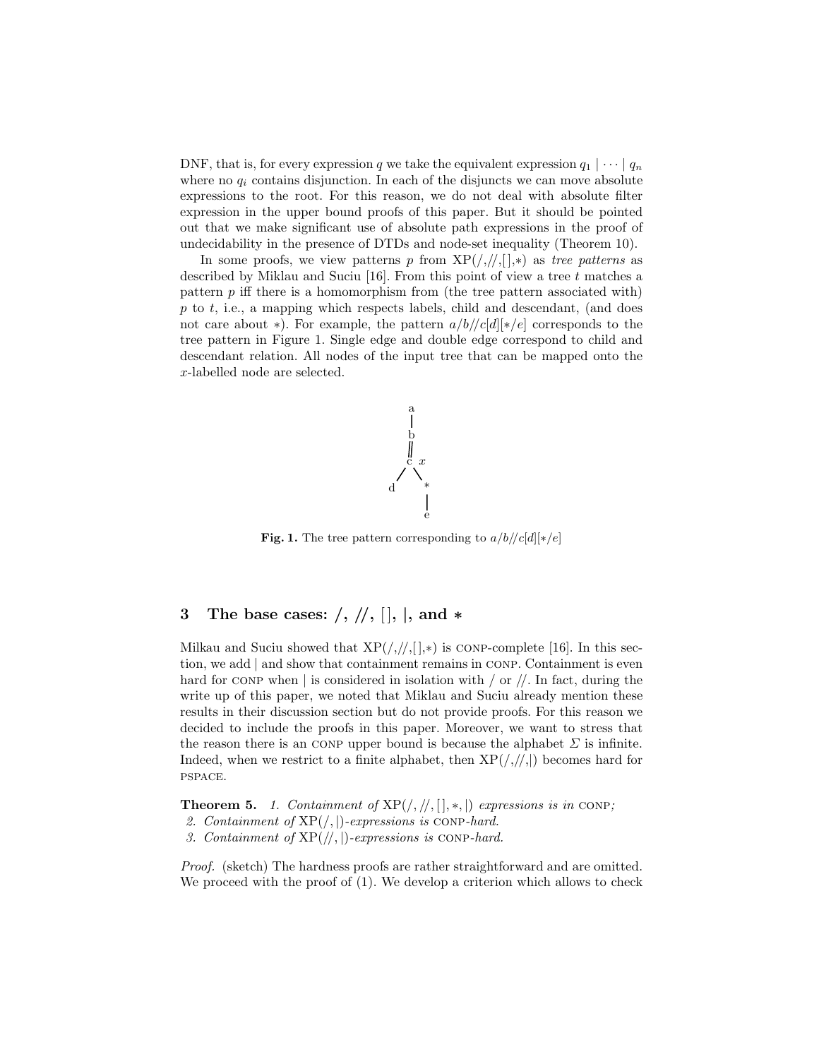DNF, that is, for every expression $q$ we take the equivalent expression $q_1 \mid \cdots \mid q_n$ where no $q_i$ contains disjunction. In each of the disjuncts we can move absolute expressions to the root. For this reason, we do not deal with absolute filter expression in the upper bound proofs of this paper. But it should be pointed out that we make significant use of absolute path expressions in the proof of undecidability in the presence of DTDs and node-set inequality (Theorem 10).

In some proofs, we view patterns $p$ from XP(/,//,[],*) as *tree patterns* as described by Miklau and Suciu [16]. From this point of view a tree $t$ matches a pattern $p$ iff there is a homomorphism from (the tree pattern associated with) $p$ to $t$, i.e., a mapping which respects labels, child and descendant, (and does not care about $*$). For example, the pattern $a/b//c[d][*/e]$ corresponds to the tree pattern in Figure 1. Single edge and double edge correspond to child and descendant relation. All nodes of the input tree that can be mapped onto the $x$-labelled node are selected.

```
      a
      |
      b
      ‖
      c  x
     / \
    d   *
        |
        e
```

**Fig. 1.** The tree pattern corresponding to $a/b//c[d][*/e]$

## 3 The base cases: /, //, [ ], |, and $*$

Milkau and Suciu showed that XP(/,//,[],*) is CONP-complete [16]. In this section, we add | and show that containment remains in CONP. Containment is even hard for CONP when | is considered in isolation with / or //. In fact, during the write up of this paper, we noted that Miklau and Suciu already mention these results in their discussion section but do not provide proofs. For this reason we decided to include the proofs in this paper. Moreover, we want to stress that the reason there is an CONP upper bound is because the alphabet $\Sigma$ is infinite. Indeed, when we restrict to a finite alphabet, then XP(/,//,|) becomes hard for PSPACE.

**Theorem 5.** *1. Containment of* XP(/, //, [ ], $*$, |) *expressions is in* CONP*;*
*2. Containment of* XP(/, |)*-expressions is* CONP*-hard.*
*3. Containment of* XP(//, |)*-expressions is* CONP*-hard.*

*Proof.* (sketch) The hardness proofs are rather straightforward and are omitted. We proceed with the proof of (1). We develop a criterion which allows to check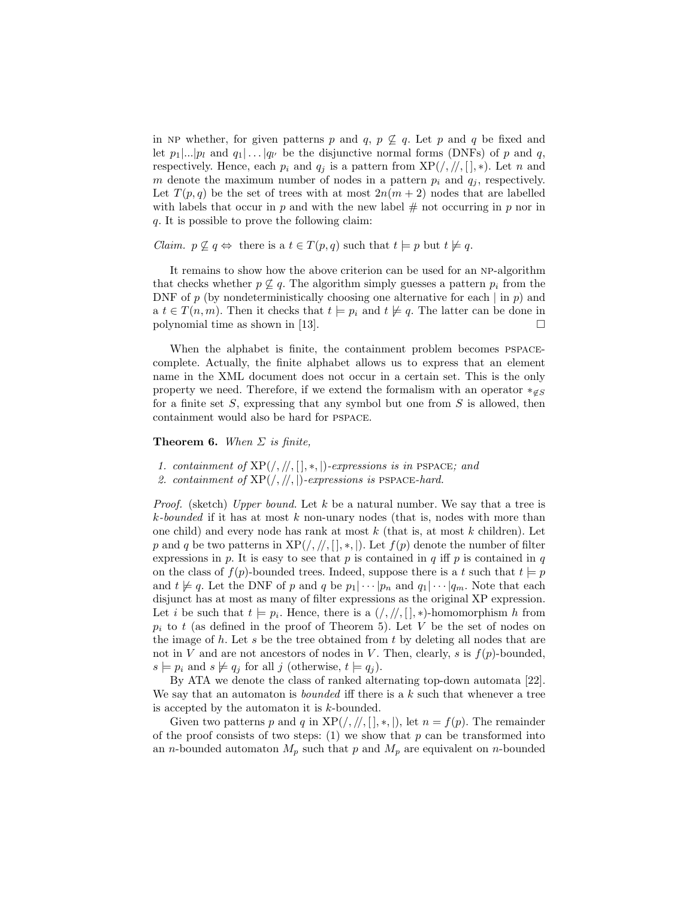in NP whether, for given patterns $p$ and $q$, $p \not\subseteq q$. Let $p$ and $q$ be fixed and let $p_1|...|p_l$ and $q_1|\ldots|q_{l'}$ be the disjunctive normal forms (DNFs) of $p$ and $q$, respectively. Hence, each $p_i$ and $q_j$ is a pattern from $\mathrm{XP}(/, //, [\,], *)$. Let $n$ and $m$ denote the maximum number of nodes in a pattern $p_i$ and $q_j$, respectively. Let $T(p, q)$ be the set of trees with at most $2n(m + 2)$ nodes that are labelled with labels that occur in $p$ and with the new label # not occurring in $p$ nor in $q$. It is possible to prove the following claim:

*Claim.* $p \not\subseteq q \Leftrightarrow$ there is a $t \in T(p, q)$ such that $t \models p$ but $t \not\models q$.

It remains to show how the above criterion can be used for an NP-algorithm that checks whether $p \not\subseteq q$. The algorithm simply guesses a pattern $p_i$ from the DNF of $p$ (by nondeterministically choosing one alternative for each | in $p$) and a $t \in T(n, m)$. Then it checks that $t \models p_i$ and $t \not\models q$. The latter can be done in polynomial time as shown in [13]. □

When the alphabet is finite, the containment problem becomes PSPACE-complete. Actually, the finite alphabet allows us to express that an element name in the XML document does not occur in a certain set. This is the only property we need. Therefore, if we extend the formalism with an operator $*_{\not\in S}$ for a finite set $S$, expressing that any symbol but one from $S$ is allowed, then containment would also be hard for PSPACE.

**Theorem 6.** *When $\Sigma$ is finite,*

1. *containment of $\mathrm{XP}(/, //, [\,], *, |)$-expressions is in* PSPACE*; and*
2. *containment of $\mathrm{XP}(/, //, |)$-expressions is* PSPACE*-hard.*

*Proof.* (sketch) *Upper bound.* Let $k$ be a natural number. We say that a tree is *$k$-bounded* if it has at most $k$ non-unary nodes (that is, nodes with more than one child) and every node has rank at most $k$ (that is, at most $k$ children). Let $p$ and $q$ be two patterns in $\mathrm{XP}(/, //, [\,], *, |)$. Let $f(p)$ denote the number of filter expressions in $p$. It is easy to see that $p$ is contained in $q$ iff $p$ is contained in $q$ on the class of $f(p)$-bounded trees. Indeed, suppose there is a $t$ such that $t \models p$ and $t \not\models q$. Let the DNF of $p$ and $q$ be $p_1|\cdots|p_n$ and $q_1|\cdots|q_m$. Note that each disjunct has at most as many of filter expressions as the original XP expression. Let $i$ be such that $t \models p_i$. Hence, there is a $(/, //, [\,], *)$-homomorphism $h$ from $p_i$ to $t$ (as defined in the proof of Theorem 5). Let $V$ be the set of nodes on the image of $h$. Let $s$ be the tree obtained from $t$ by deleting all nodes that are not in $V$ and are not ancestors of nodes in $V$. Then, clearly, $s$ is $f(p)$-bounded, $s \models p_i$ and $s \not\models q_j$ for all $j$ (otherwise, $t \models q_j$).

By ATA we denote the class of ranked alternating top-down automata [22]. We say that an automaton is *bounded* iff there is a $k$ such that whenever a tree is accepted by the automaton it is $k$-bounded.

Given two patterns $p$ and $q$ in $\mathrm{XP}(/, //, [\,], *, |)$, let $n = f(p)$. The remainder of the proof consists of two steps: (1) we show that $p$ can be transformed into an $n$-bounded automaton $M_p$ such that $p$ and $M_p$ are equivalent on $n$-bounded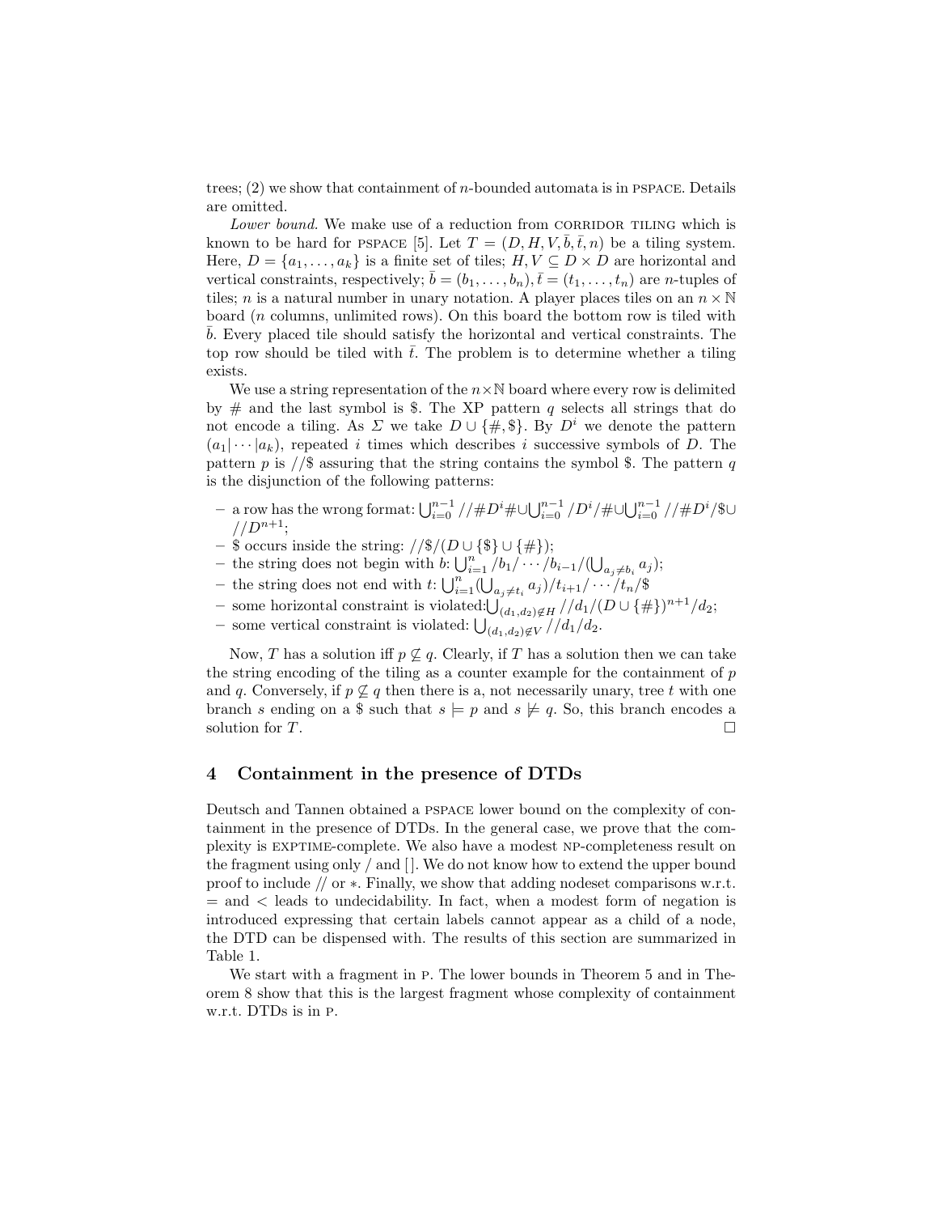trees; (2) we show that containment of $n$-bounded automata is in PSPACE. Details are omitted.

*Lower bound.* We make use of a reduction from CORRIDOR TILING which is known to be hard for PSPACE [5]. Let $T = (D, H, V, \bar{b}, \bar{t}, n)$ be a tiling system. Here, $D = \{a_1, \ldots, a_k\}$ is a finite set of tiles; $H, V \subseteq D \times D$ are horizontal and vertical constraints, respectively; $\bar{b} = (b_1, \ldots, b_n), \bar{t} = (t_1, \ldots, t_n)$ are $n$-tuples of tiles; $n$ is a natural number in unary notation. A player places tiles on an $n \times \mathbb{N}$ board ($n$ columns, unlimited rows). On this board the bottom row is tiled with $\bar{b}$. Every placed tile should satisfy the horizontal and vertical constraints. The top row should be tiled with $\bar{t}$. The problem is to determine whether a tiling exists.

We use a string representation of the $n \times \mathbb{N}$ board where every row is delimited by # and the last symbol is \$. The XP pattern $q$ selects all strings that do not encode a tiling. As $\Sigma$ we take $D \cup \{\#, \$\}$. By $D^i$ we denote the pattern $(a_1|\cdots|a_k)$, repeated $i$ times which describes $i$ successive symbols of $D$. The pattern $p$ is //\$ assuring that the string contains the symbol \$. The pattern $q$ is the disjunction of the following patterns:

- a row has the wrong format: $\bigcup_{i=0}^{n-1} //\#D^i\# \cup \bigcup_{i=0}^{n-1} /D^i/\# \cup \bigcup_{i=0}^{n-1} //\#D^i/\$ \cup //D^{n+1}$;
- \$ occurs inside the string: $//\$/(D \cup \{\$\} \cup \{\#\})$;
- the string does not begin with $b$: $\bigcup_{i=1}^{n} /b_1/\cdots/b_{i-1}/(\bigcup_{a_j \neq b_i} a_j)$;
- the string does not end with $t$: $\bigcup_{i=1}^{n} (\bigcup_{a_j \neq t_i} a_j)/t_{i+1}/\cdots/t_n/\$$
- some horizontal constraint is violated: $\bigcup_{(d_1,d_2)\notin H} //d_1/(D \cup \{\#\})^{n+1}/d_2$;
- some vertical constraint is violated: $\bigcup_{(d_1,d_2)\notin V} //d_1/d_2$.

Now, $T$ has a solution iff $p \not\subseteq q$. Clearly, if $T$ has a solution then we can take the string encoding of the tiling as a counter example for the containment of $p$ and $q$. Conversely, if $p \not\subseteq q$ then there is a, not necessarily unary, tree $t$ with one branch $s$ ending on a \$ such that $s \models p$ and $s \not\models q$. So, this branch encodes a solution for $T$. □

## 4 Containment in the presence of DTDs

Deutsch and Tannen obtained a PSPACE lower bound on the complexity of containment in the presence of DTDs. In the general case, we prove that the complexity is EXPTIME-complete. We also have a modest NP-completeness result on the fragment using only / and []. We do not know how to extend the upper bound proof to include // or $*$. Finally, we show that adding nodeset comparisons w.r.t. = and < leads to undecidability. In fact, when a modest form of negation is introduced expressing that certain labels cannot appear as a child of a node, the DTD can be dispensed with. The results of this section are summarized in Table 1.

We start with a fragment in P. The lower bounds in Theorem 5 and in Theorem 8 show that this is the largest fragment whose complexity of containment w.r.t. DTDs is in P.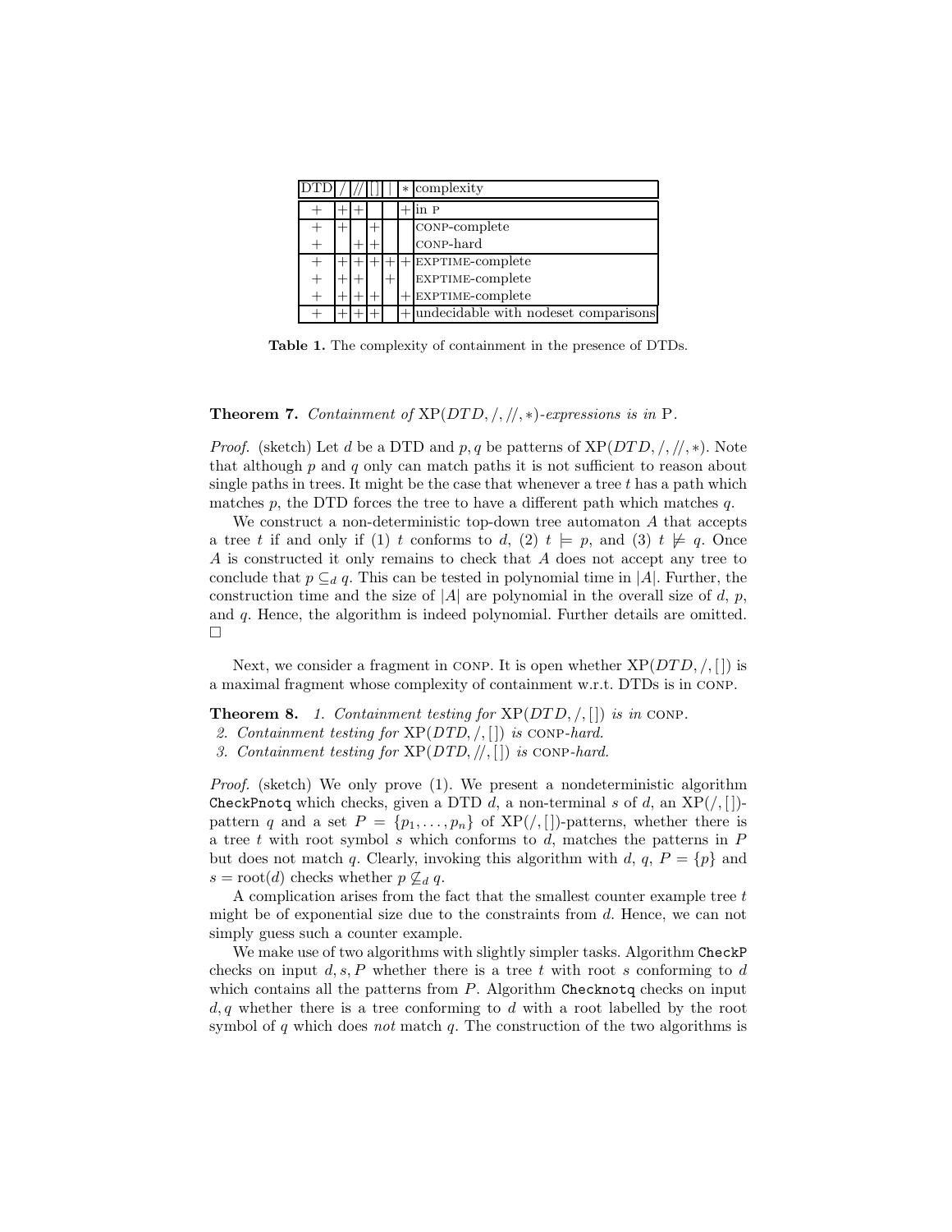| DTD | / | // | [] | \| | * | complexity |
|---|---|---|---|---|---|---|
| + | + | + | | | + | in P |
| + | + | | + | | | CONP-complete |
| + | | + | + | | | CONP-hard |
| + | + | + | + | + | + | EXPTIME-complete |
| + | + | + | | + | | EXPTIME-complete |
| + | + | + | + | | + | EXPTIME-complete |
| + | + | + | + | | + | undecidable with nodeset comparisons |

**Table 1.** The complexity of containment in the presence of DTDs.

**Theorem 7.** *Containment of* $\mathrm{XP}(DTD, /, //, *)$*-expressions is in* P.

*Proof.* (sketch) Let $d$ be a DTD and $p, q$ be patterns of $\mathrm{XP}(DTD, /, //, *)$. Note that although $p$ and $q$ only can match paths it is not sufficient to reason about single paths in trees. It might be the case that whenever a tree $t$ has a path which matches $p$, the DTD forces the tree to have a different path which matches $q$.

We construct a non-deterministic top-down tree automaton $A$ that accepts a tree $t$ if and only if (1) $t$ conforms to $d$, (2) $t \models p$, and (3) $t \not\models q$. Once $A$ is constructed it only remains to check that $A$ does not accept any tree to conclude that $p \subseteq_d q$. This can be tested in polynomial time in $|A|$. Further, the construction time and the size of $|A|$ are polynomial in the overall size of $d$, $p$, and $q$. Hence, the algorithm is indeed polynomial. Further details are omitted. □

Next, we consider a fragment in CONP. It is open whether $\mathrm{XP}(DTD, /, [\,])$ is a maximal fragment whose complexity of containment w.r.t. DTDs is in CONP.

**Theorem 8.** *1. Containment testing for* $\mathrm{XP}(DTD, /, [\,])$ *is in* CONP.
*2. Containment testing for* $\mathrm{XP}(DTD, /, [\,])$ *is* CONP*-hard.*
*3. Containment testing for* $\mathrm{XP}(DTD, //, [\,])$ *is* CONP*-hard.*

*Proof.* (sketch) We only prove (1). We present a nondeterministic algorithm `CheckPnotq` which checks, given a DTD $d$, a non-terminal $s$ of $d$, an $\mathrm{XP}(/, [\,])$-pattern $q$ and a set $P = \{p_1, \ldots, p_n\}$ of $\mathrm{XP}(/, [\,])$-patterns, whether there is a tree $t$ with root symbol $s$ which conforms to $d$, matches the patterns in $P$ but does not match $q$. Clearly, invoking this algorithm with $d$, $q$, $P = \{p\}$ and $s = \mathrm{root}(d)$ checks whether $p \not\subseteq_d q$.

A complication arises from the fact that the smallest counter example tree $t$ might be of exponential size due to the constraints from $d$. Hence, we can not simply guess such a counter example.

We make use of two algorithms with slightly simpler tasks. Algorithm `CheckP` checks on input $d, s, P$ whether there is a tree $t$ with root $s$ conforming to $d$ which contains all the patterns from $P$. Algorithm `Checknotq` checks on input $d, q$ whether there is a tree conforming to $d$ with a root labelled by the root symbol of $q$ which does *not* match $q$. The construction of the two algorithms is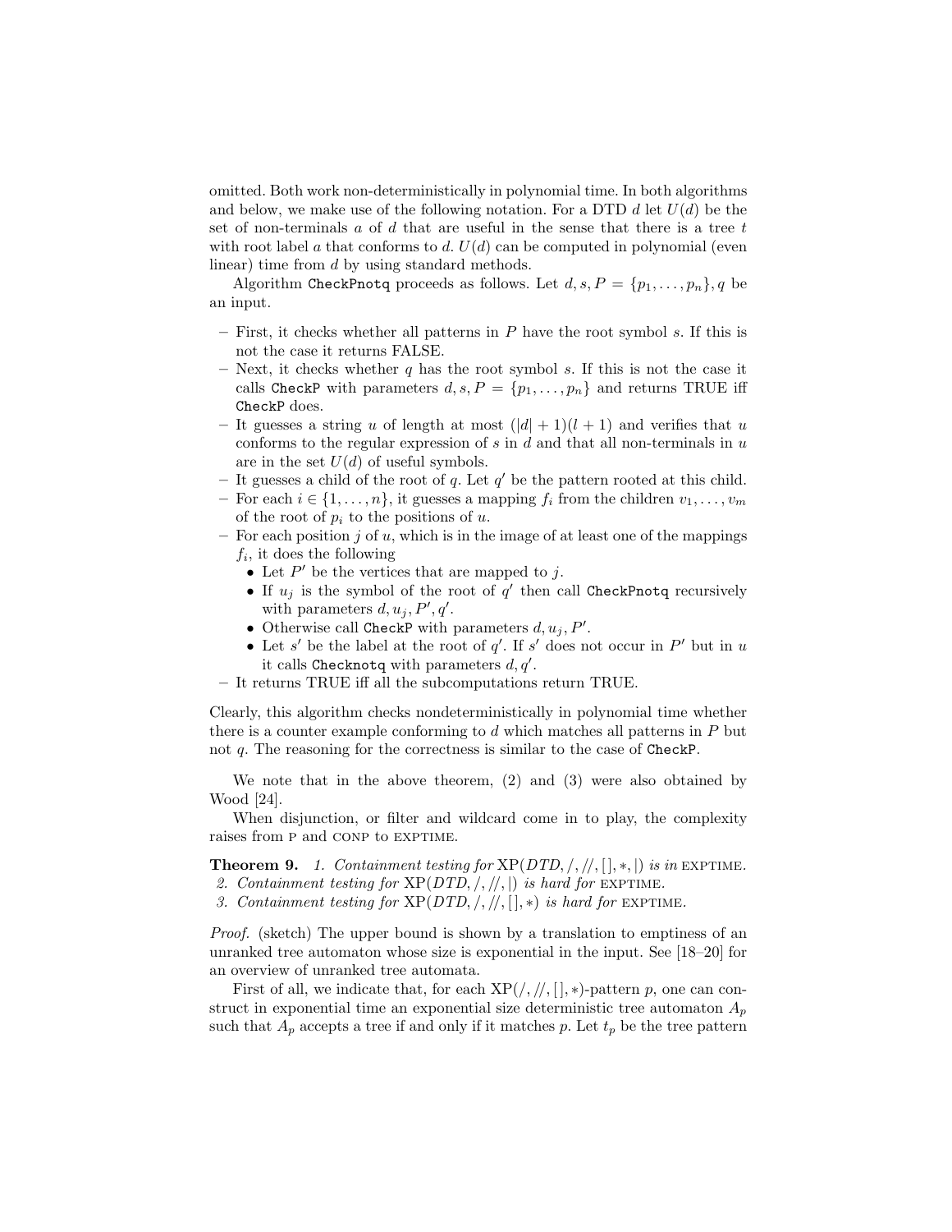omitted. Both work non-deterministically in polynomial time. In both algorithms and below, we make use of the following notation. For a DTD $d$ let $U(d)$ be the set of non-terminals $a$ of $d$ that are useful in the sense that there is a tree $t$ with root label $a$ that conforms to $d$. $U(d)$ can be computed in polynomial (even linear) time from $d$ by using standard methods.

Algorithm `CheckPnotq` proceeds as follows. Let $d, s, P = \{p_1, \ldots, p_n\}, q$ be an input.

- First, it checks whether all patterns in $P$ have the root symbol $s$. If this is not the case it returns FALSE.
- Next, it checks whether $q$ has the root symbol $s$. If this is not the case it calls `CheckP` with parameters $d, s, P = \{p_1, \ldots, p_n\}$ and returns TRUE iff `CheckP` does.
- It guesses a string $u$ of length at most $(|d|+1)(l+1)$ and verifies that $u$ conforms to the regular expression of $s$ in $d$ and that all non-terminals in $u$ are in the set $U(d)$ of useful symbols.
- It guesses a child of the root of $q$. Let $q'$ be the pattern rooted at this child.
- For each $i \in \{1, \ldots, n\}$, it guesses a mapping $f_i$ from the children $v_1, \ldots, v_m$ of the root of $p_i$ to the positions of $u$.
- For each position $j$ of $u$, which is in the image of at least one of the mappings $f_i$, it does the following
  - Let $P'$ be the vertices that are mapped to $j$.
  - If $u_j$ is the symbol of the root of $q'$ then call `CheckPnotq` recursively with parameters $d, u_j, P', q'$.
  - Otherwise call `CheckP` with parameters $d, u_j, P'$.
  - Let $s'$ be the label at the root of $q'$. If $s'$ does not occur in $P'$ but in $u$ it calls `Checknotq` with parameters $d, q'$.
- It returns TRUE iff all the subcomputations return TRUE.

Clearly, this algorithm checks nondeterministically in polynomial time whether there is a counter example conforming to $d$ which matches all patterns in $P$ but not $q$. The reasoning for the correctness is similar to the case of `CheckP`.

We note that in the above theorem, (2) and (3) were also obtained by Wood [24].

When disjunction, or filter and wildcard come in to play, the complexity raises from P and CONP to EXPTIME.

**Theorem 9.** *1. Containment testing for* $\mathrm{XP}(DTD, /, //, [\,], *, |)$ *is in* EXPTIME.
*2. Containment testing for* $\mathrm{XP}(DTD, /, //, |)$ *is hard for* EXPTIME.
*3. Containment testing for* $\mathrm{XP}(DTD, /, //, [\,], *)$ *is hard for* EXPTIME.

*Proof.* (sketch) The upper bound is shown by a translation to emptiness of an unranked tree automaton whose size is exponential in the input. See [18–20] for an overview of unranked tree automata.

First of all, we indicate that, for each $\mathrm{XP}(/, //, [\,], *)$-pattern $p$, one can construct in exponential time an exponential size deterministic tree automaton $A_p$ such that $A_p$ accepts a tree if and only if it matches $p$. Let $t_p$ be the tree pattern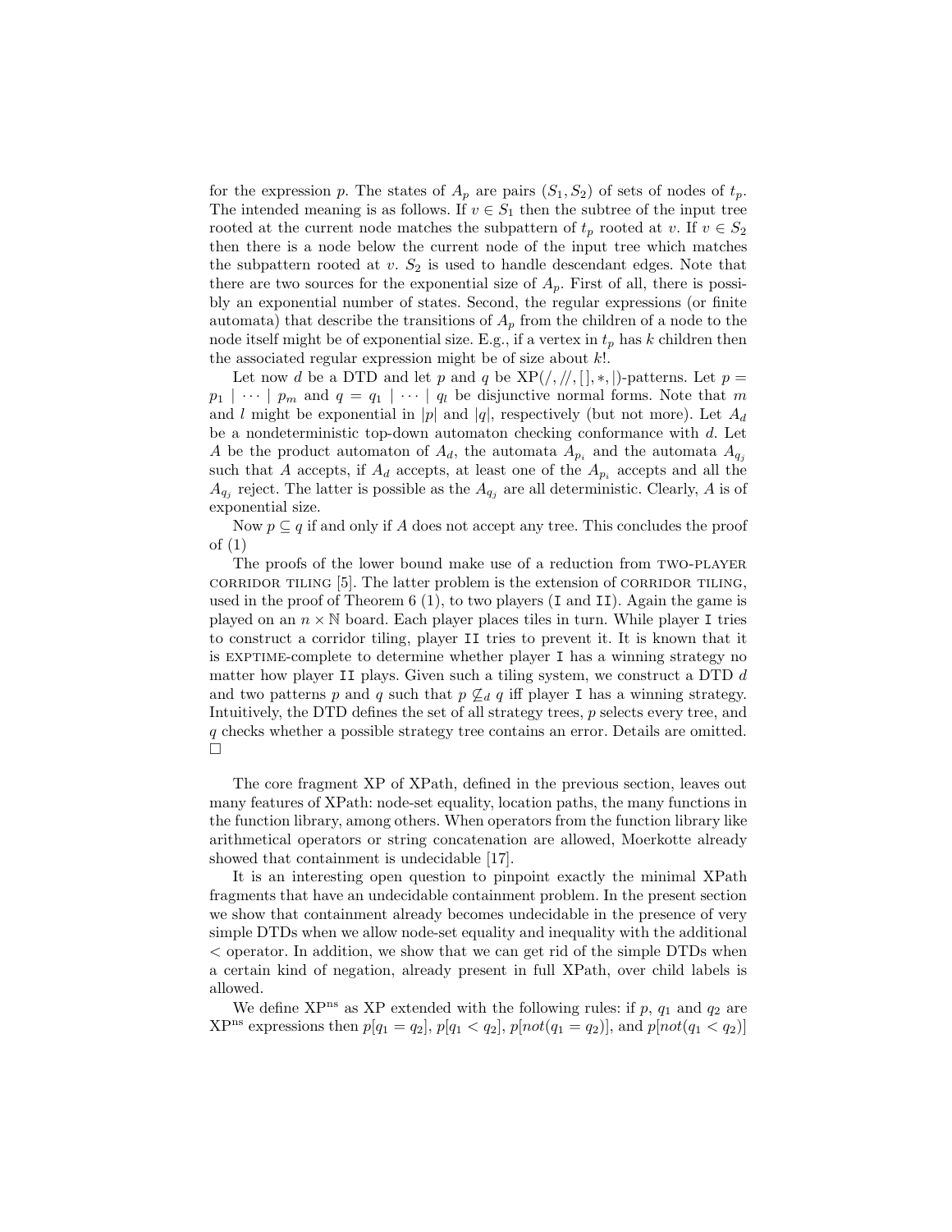for the expression $p$. The states of $A_p$ are pairs $(S_1, S_2)$ of sets of nodes of $t_p$. The intended meaning is as follows. If $v \in S_1$ then the subtree of the input tree rooted at the current node matches the subpattern of $t_p$ rooted at $v$. If $v \in S_2$ then there is a node below the current node of the input tree which matches the subpattern rooted at $v$. $S_2$ is used to handle descendant edges. Note that there are two sources for the exponential size of $A_p$. First of all, there is possibly an exponential number of states. Second, the regular expressions (or finite automata) that describe the transitions of $A_p$ from the children of a node to the node itself might be of exponential size. E.g., if a vertex in $t_p$ has $k$ children then the associated regular expression might be of size about $k!$.

Let now $d$ be a DTD and let $p$ and $q$ be $\mathrm{XP}(/, //, [\,], *, |)$-patterns. Let $p = p_1 \mid \cdots \mid p_m$ and $q = q_1 \mid \cdots \mid q_l$ be disjunctive normal forms. Note that $m$ and $l$ might be exponential in $|p|$ and $|q|$, respectively (but not more). Let $A_d$ be a nondeterministic top-down automaton checking conformance with $d$. Let $A$ be the product automaton of $A_d$, the automata $A_{p_i}$ and the automata $A_{q_j}$ such that $A$ accepts, if $A_d$ accepts, at least one of the $A_{p_i}$ accepts and all the $A_{q_j}$ reject. The latter is possible as the $A_{q_j}$ are all deterministic. Clearly, $A$ is of exponential size.

Now $p \subseteq q$ if and only if $A$ does not accept any tree. This concludes the proof of (1)

The proofs of the lower bound make use of a reduction from TWO-PLAYER CORRIDOR TILING [5]. The latter problem is the extension of CORRIDOR TILING, used in the proof of Theorem 6 (1), to two players (I and II). Again the game is played on an $n \times \mathbb{N}$ board. Each player places tiles in turn. While player I tries to construct a corridor tiling, player II tries to prevent it. It is known that it is EXPTIME-complete to determine whether player I has a winning strategy no matter how player II plays. Given such a tiling system, we construct a DTD $d$ and two patterns $p$ and $q$ such that $p \not\subseteq_d q$ iff player I has a winning strategy. Intuitively, the DTD defines the set of all strategy trees, $p$ selects every tree, and $q$ checks whether a possible strategy tree contains an error. Details are omitted. □

The core fragment XP of XPath, defined in the previous section, leaves out many features of XPath: node-set equality, location paths, the many functions in the function library, among others. When operators from the function library like arithmetical operators or string concatenation are allowed, Moerkotte already showed that containment is undecidable [17].

It is an interesting open question to pinpoint exactly the minimal XPath fragments that have an undecidable containment problem. In the present section we show that containment already becomes undecidable in the presence of very simple DTDs when we allow node-set equality and inequality with the additional $<$ operator. In addition, we show that we can get rid of the simple DTDs when a certain kind of negation, already present in full XPath, over child labels is allowed.

We define $\mathrm{XP}^{\mathrm{ns}}$ as XP extended with the following rules: if $p$, $q_1$ and $q_2$ are $\mathrm{XP}^{\mathrm{ns}}$ expressions then $p[q_1 = q_2]$, $p[q_1 < q_2]$, $p[not(q_1 = q_2)]$, and $p[not(q_1 < q_2)]$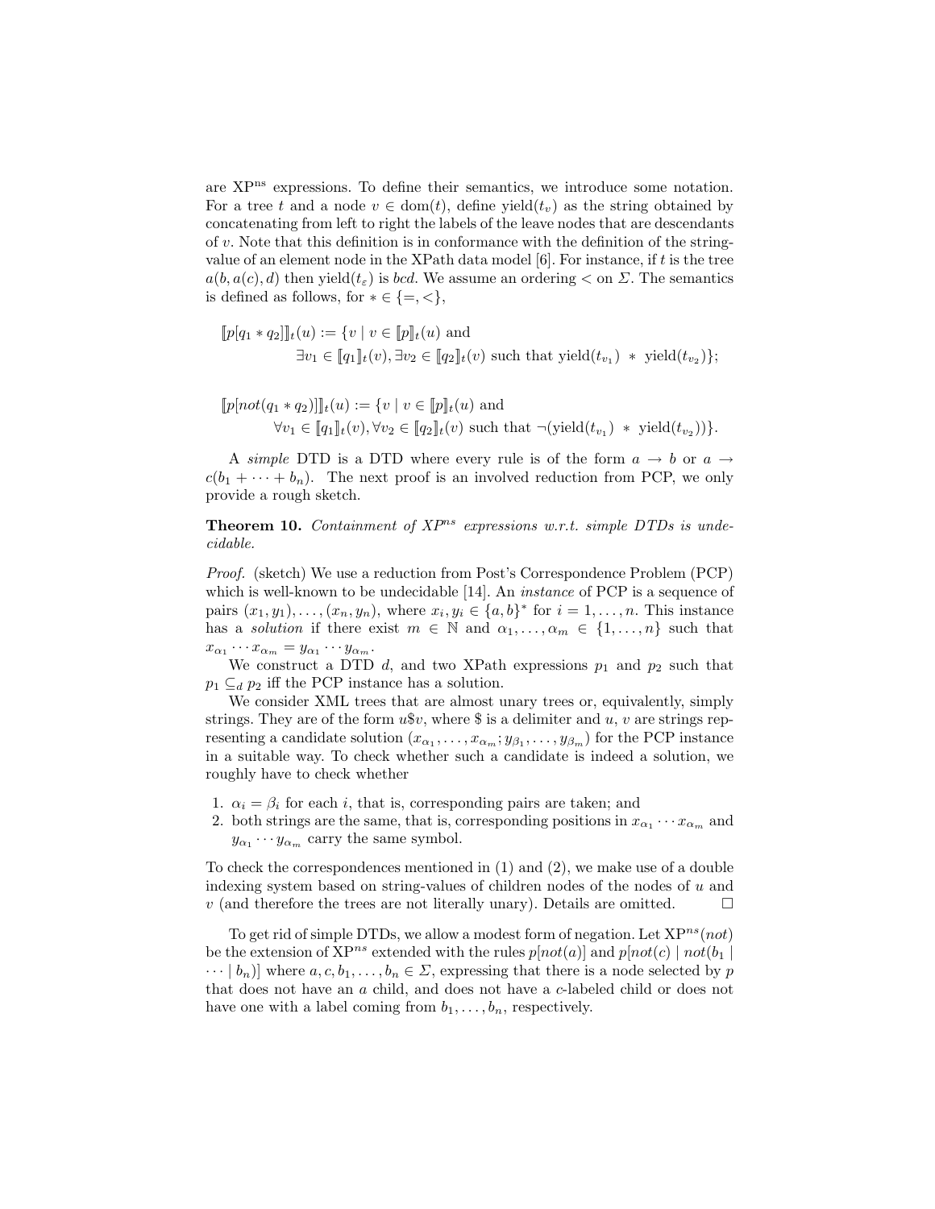are $\mathrm{XP}^{\mathrm{ns}}$ expressions. To define their semantics, we introduce some notation. For a tree $t$ and a node $v \in \mathrm{dom}(t)$, define $\mathrm{yield}(t_v)$ as the string obtained by concatenating from left to right the labels of the leave nodes that are descendants of $v$. Note that this definition is in conformance with the definition of the string-value of an element node in the XPath data model [6]. For instance, if $t$ is the tree $a(b, a(c), d)$ then $\mathrm{yield}(t_\varepsilon)$ is $bcd$. We assume an ordering $<$ on $\Sigma$. The semantics is defined as follows, for $* \in \{=, <\}$,

$$[\![p[q_1 * q_2]]\!]_t(u) := \{v \mid v \in [\![p]\!]_t(u) \text{ and } \\ \exists v_1 \in [\![q_1]\!]_t(v), \exists v_2 \in [\![q_2]\!]_t(v) \text{ such that } \mathrm{yield}(t_{v_1}) \; * \; \mathrm{yield}(t_{v_2})\};$$

$$[\![p[not(q_1 * q_2)]]\!]_t(u) := \{v \mid v \in [\![p]\!]_t(u) \text{ and } \\ \forall v_1 \in [\![q_1]\!]_t(v), \forall v_2 \in [\![q_2]\!]_t(v) \text{ such that } \neg(\mathrm{yield}(t_{v_1}) \; * \; \mathrm{yield}(t_{v_2}))\}.$$

A *simple* DTD is a DTD where every rule is of the form $a \to b$ or $a \to c(b_1 + \cdots + b_n)$. The next proof is an involved reduction from PCP, we only provide a rough sketch.

**Theorem 10.** *Containment of $XP^{ns}$ expressions w.r.t. simple DTDs is undecidable.*

*Proof.* (sketch) We use a reduction from Post's Correspondence Problem (PCP) which is well-known to be undecidable [14]. An *instance* of PCP is a sequence of pairs $(x_1, y_1), \ldots, (x_n, y_n)$, where $x_i, y_i \in \{a, b\}^*$ for $i = 1, \ldots, n$. This instance has a *solution* if there exist $m \in \mathbb{N}$ and $\alpha_1, \ldots, \alpha_m \in \{1, \ldots, n\}$ such that $x_{\alpha_1} \cdots x_{\alpha_m} = y_{\alpha_1} \cdots y_{\alpha_m}$.

We construct a DTD $d$, and two XPath expressions $p_1$ and $p_2$ such that $p_1 \subseteq_d p_2$ iff the PCP instance has a solution.

We consider XML trees that are almost unary trees or, equivalently, simply strings. They are of the form $u\$v$, where \$ is a delimiter and $u$, $v$ are strings representing a candidate solution $(x_{\alpha_1}, \ldots, x_{\alpha_m}; y_{\beta_1}, \ldots, y_{\beta_m})$ for the PCP instance in a suitable way. To check whether such a candidate is indeed a solution, we roughly have to check whether

1. $\alpha_i = \beta_i$ for each $i$, that is, corresponding pairs are taken; and
2. both strings are the same, that is, corresponding positions in $x_{\alpha_1} \cdots x_{\alpha_m}$ and $y_{\alpha_1} \cdots y_{\alpha_m}$ carry the same symbol.

To check the correspondences mentioned in (1) and (2), we make use of a double indexing system based on string-values of children nodes of the nodes of $u$ and $v$ (and therefore the trees are not literally unary). Details are omitted. □

To get rid of simple DTDs, we allow a modest form of negation. Let $\mathrm{XP}^{ns}(not)$ be the extension of $\mathrm{XP}^{ns}$ extended with the rules $p[not(a)]$ and $p[not(c) \mid not(b_1 \mid \cdots \mid b_n)]$ where $a, c, b_1, \ldots, b_n \in \Sigma$, expressing that there is a node selected by $p$ that does not have an $a$ child, and does not have a $c$-labeled child or does not have one with a label coming from $b_1, \ldots, b_n$, respectively.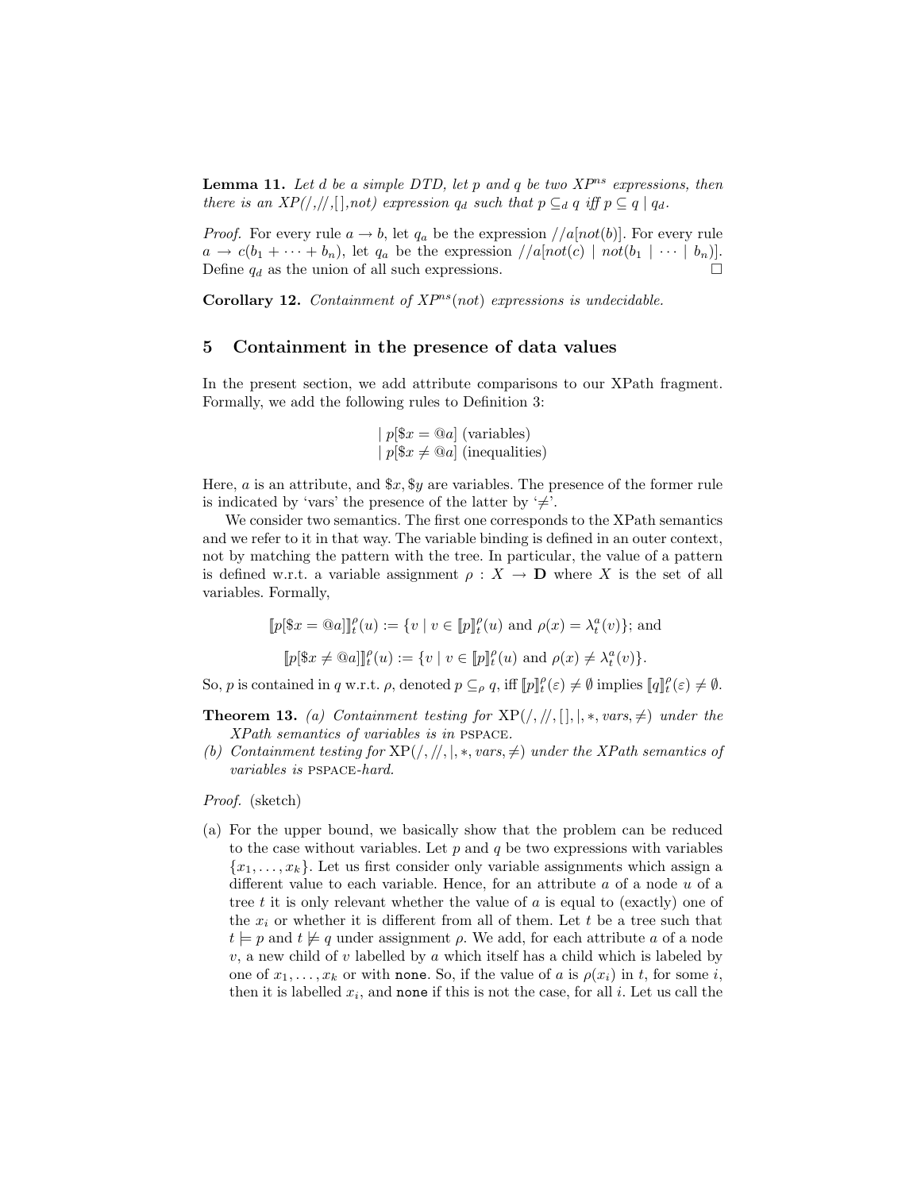**Lemma 11.** *Let $d$ be a simple DTD, let $p$ and $q$ be two $XP^{ns}$ expressions, then there is an XP(/,//,[ ],not) expression $q_d$ such that $p \subseteq_d q$ iff $p \subseteq q \mid q_d$.*

*Proof.* For every rule $a \to b$, let $q_a$ be the expression $//a[not(b)]$. For every rule $a \to c(b_1 + \cdots + b_n)$, let $q_a$ be the expression $//a[not(c) \mid not(b_1 \mid \cdots \mid b_n)]$. Define $q_d$ as the union of all such expressions. □

**Corollary 12.** *Containment of $XP^{ns}(not)$ expressions is undecidable.*

## 5 Containment in the presence of data values

In the present section, we add attribute comparisons to our XPath fragment. Formally, we add the following rules to Definition 3:

$$\mid p[\$x = @a] \text{ (variables)}$$
$$\mid p[\$x \neq @a] \text{ (inequalities)}$$

Here, $a$ is an attribute, and $\$x, \$y$ are variables. The presence of the former rule is indicated by 'vars' the presence of the latter by '$\neq$'.

We consider two semantics. The first one corresponds to the XPath semantics and we refer to it in that way. The variable binding is defined in an outer context, not by matching the pattern with the tree. In particular, the value of a pattern is defined w.r.t. a variable assignment $\rho : X \to \mathbf{D}$ where $X$ is the set of all variables. Formally,

$$[\![p[\$x = @a]]\!]_t^\rho(u) := \{v \mid v \in [\![p]\!]_t^\rho(u) \text{ and } \rho(x) = \lambda_t^a(v)\}; \text{ and}$$

$$[\![p[\$x \neq @a]]\!]_t^\rho(u) := \{v \mid v \in [\![p]\!]_t^\rho(u) \text{ and } \rho(x) \neq \lambda_t^a(v)\}.$$

So, $p$ is contained in $q$ w.r.t. $\rho$, denoted $p \subseteq_\rho q$, iff $[\![p]\!]_t^\rho(\varepsilon) \neq \emptyset$ implies $[\![q]\!]_t^\rho(\varepsilon) \neq \emptyset$.

**Theorem 13.** *(a) Containment testing for XP(/, //, [ ], |, \*, vars, $\neq$) under the XPath semantics of variables is in* PSPACE.
*(b) Containment testing for XP(/, //, |, \*, vars, $\neq$) under the XPath semantics of variables is* PSPACE*-hard.*

*Proof.* (sketch)

(a) For the upper bound, we basically show that the problem can be reduced to the case without variables. Let $p$ and $q$ be two expressions with variables $\{x_1, \ldots, x_k\}$. Let us first consider only variable assignments which assign a different value to each variable. Hence, for an attribute $a$ of a node $u$ of a tree $t$ it is only relevant whether the value of $a$ is equal to (exactly) one of the $x_i$ or whether it is different from all of them. Let $t$ be a tree such that $t \models p$ and $t \not\models q$ under assignment $\rho$. We add, for each attribute $a$ of a node $v$, a new child of $v$ labelled by $a$ which itself has a child which is labeled by one of $x_1, \ldots, x_k$ or with `none`. So, if the value of $a$ is $\rho(x_i)$ in $t$, for some $i$, then it is labelled $x_i$, and `none` if this is not the case, for all $i$. Let us call the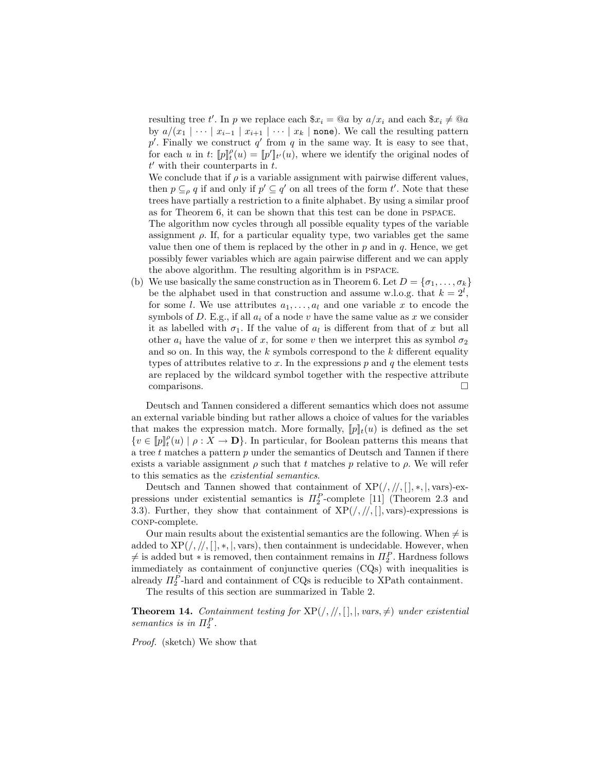resulting tree $t'$. In $p$ we replace each $\$x_i = @a$ by $a/x_i$ and each $\$x_i \neq @a$ by $a/(x_1 \mid \cdots \mid x_{i-1} \mid x_{i+1} \mid \cdots \mid x_k \mid \texttt{none})$. We call the resulting pattern $p'$. Finally we construct $q'$ from $q$ in the same way. It is easy to see that, for each $u$ in $t$: $[\![p]\!]_t^\rho(u) = [\![p']\!]_{t'}(u)$, where we identify the original nodes of $t'$ with their counterparts in $t$.

We conclude that if $\rho$ is a variable assignment with pairwise different values, then $p \subseteq_\rho q$ if and only if $p' \subseteq q'$ on all trees of the form $t'$. Note that these trees have partially a restriction to a finite alphabet. By using a similar proof as for Theorem 6, it can be shown that this test can be done in PSPACE.

The algorithm now cycles through all possible equality types of the variable assignment $\rho$. If, for a particular equality type, two variables get the same value then one of them is replaced by the other in $p$ and in $q$. Hence, we get possibly fewer variables which are again pairwise different and we can apply the above algorithm. The resulting algorithm is in PSPACE.

(b) We use basically the same construction as in Theorem 6. Let $D = \{\sigma_1, \ldots, \sigma_k\}$ be the alphabet used in that construction and assume w.l.o.g. that $k = 2^l$, for some $l$. We use attributes $a_1, \ldots, a_l$ and one variable $x$ to encode the symbols of $D$. E.g., if all $a_i$ of a node $v$ have the same value as $x$ we consider it as labelled with $\sigma_1$. If the value of $a_l$ is different from that of $x$ but all other $a_i$ have the value of $x$, for some $v$ then we interpret this as symbol $\sigma_2$ and so on. In this way, the $k$ symbols correspond to the $k$ different equality types of attributes relative to $x$. In the expressions $p$ and $q$ the element tests are replaced by the wildcard symbol together with the respective attribute comparisons. □

Deutsch and Tannen considered a different semantics which does not assume an external variable binding but rather allows a choice of values for the variables that makes the expression match. More formally, $[\![p]\!]_t(u)$ is defined as the set $\{v \in [\![p]\!]_t^\rho(u) \mid \rho : X \to \mathbf{D}\}$. In particular, for Boolean patterns this means that a tree $t$ matches a pattern $p$ under the semantics of Deutsch and Tannen if there exists a variable assignment $\rho$ such that $t$ matches $p$ relative to $\rho$. We will refer to this sematics as the *existential semantics*.

Deutsch and Tannen showed that containment of XP$(/, //, [\,], *, |, \text{vars})$-expressions under existential semantics is $\Pi_2^P$-complete [11] (Theorem 2.3 and 3.3). Further, they show that containment of XP$(/, //, [\,], \text{vars})$-expressions is CONP-complete.

Our main results about the existential semantics are the following. When $\neq$ is added to XP$(/, //, [\,], *, |, \text{vars})$, then containment is undecidable. However, when $\neq$ is added but $*$ is removed, then containment remains in $\Pi_2^P$. Hardness follows immediately as containment of conjunctive queries (CQs) with inequalities is already $\Pi_2^P$-hard and containment of CQs is reducible to XPath containment.

The results of this section are summarized in Table 2.

**Theorem 14.** *Containment testing for* XP$(/, //, [\,], |, \textit{vars}, \neq)$ *under existential semantics is in* $\Pi_2^P$.

*Proof.* (sketch) We show that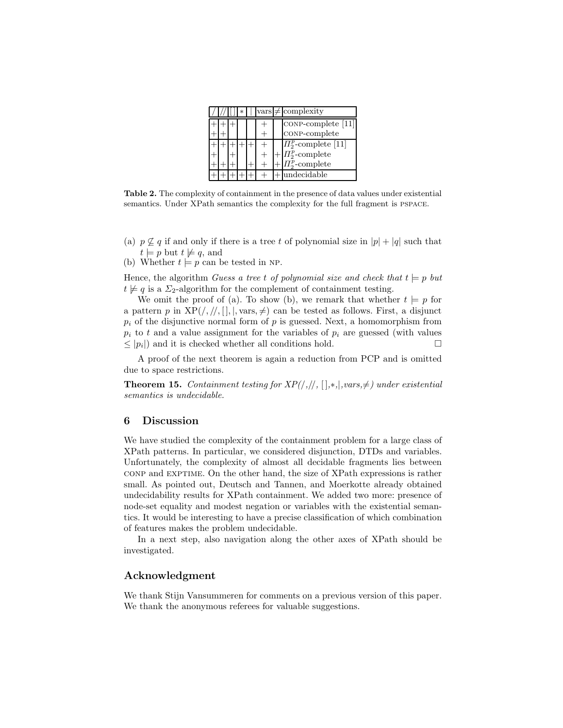| / | // | [ ] | * | \| | vars | ≠ | complexity |
|---|---|---|---|---|---|---|---|
| + | + | + | | | + | | CONP-complete [11] |
| + | + | | | | + | | CONP-complete |
| + | + | + | + | + | + | | $\Pi_2^p$-complete [11] |
| + | | + | | | + | + | $\Pi_2^p$-complete |
| + | + | + | | + | + | + | $\Pi_2^p$-complete |
| + | + | + | + | + | + | + | undecidable |

**Table 2.** The complexity of containment in the presence of data values under existential semantics. Under XPath semantics the complexity for the full fragment is PSPACE.

(a) $p \not\subseteq q$ if and only if there is a tree $t$ of polynomial size in $|p| + |q|$ such that $t \models p$ but $t \not\models q$, and

(b) Whether $t \models p$ can be tested in NP.

Hence, the algorithm *Guess a tree $t$ of polynomial size and check that $t \models p$ but $t \not\models q$* is a $\Sigma_2$-algorithm for the complement of containment testing.

We omit the proof of (a). To show (b), we remark that whether $t \models p$ for a pattern $p$ in $\mathrm{XP}(/, //, [\,], |, \mathrm{vars}, \neq)$ can be tested as follows. First, a disjunct $p_i$ of the disjunctive normal form of $p$ is guessed. Next, a homomorphism from $p_i$ to $t$ and a value assignment for the variables of $p_i$ are guessed (with values $\leq |p_i|$) and it is checked whether all conditions hold. □

A proof of the next theorem is again a reduction from PCP and is omitted due to space restrictions.

**Theorem 15.** *Containment testing for XP(/,//, [ ],∗,|,vars,≠) under existential semantics is undecidable.*

## 6 Discussion

We have studied the complexity of the containment problem for a large class of XPath patterns. In particular, we considered disjunction, DTDs and variables. Unfortunately, the complexity of almost all decidable fragments lies between CONP and EXPTIME. On the other hand, the size of XPath expressions is rather small. As pointed out, Deutsch and Tannen, and Moerkotte already obtained undecidability results for XPath containment. We added two more: presence of node-set equality and modest negation or variables with the existential semantics. It would be interesting to have a precise classification of which combination of features makes the problem undecidable.

In a next step, also navigation along the other axes of XPath should be investigated.

## Acknowledgment

We thank Stijn Vansummeren for comments on a previous version of this paper. We thank the anonymous referees for valuable suggestions.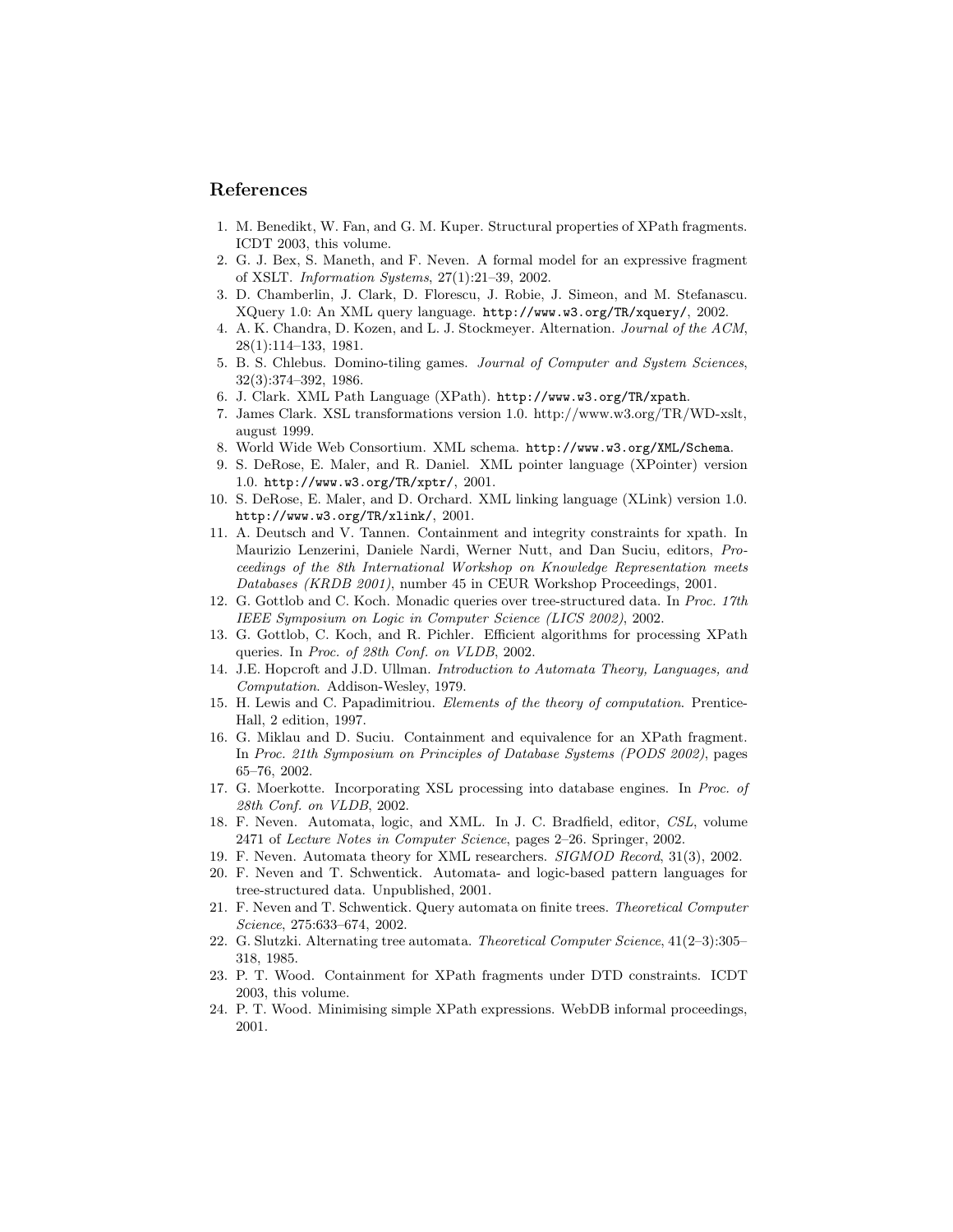## References

1. M. Benedikt, W. Fan, and G. M. Kuper. Structural properties of XPath fragments. ICDT 2003, this volume.
2. G. J. Bex, S. Maneth, and F. Neven. A formal model for an expressive fragment of XSLT. *Information Systems*, 27(1):21–39, 2002.
3. D. Chamberlin, J. Clark, D. Florescu, J. Robie, J. Simeon, and M. Stefanascu. XQuery 1.0: An XML query language. `http://www.w3.org/TR/xquery/`, 2002.
4. A. K. Chandra, D. Kozen, and L. J. Stockmeyer. Alternation. *Journal of the ACM*, 28(1):114–133, 1981.
5. B. S. Chlebus. Domino-tiling games. *Journal of Computer and System Sciences*, 32(3):374–392, 1986.
6. J. Clark. XML Path Language (XPath). `http://www.w3.org/TR/xpath`.
7. James Clark. XSL transformations version 1.0. http://www.w3.org/TR/WD-xslt, august 1999.
8. World Wide Web Consortium. XML schema. `http://www.w3.org/XML/Schema`.
9. S. DeRose, E. Maler, and R. Daniel. XML pointer language (XPointer) version 1.0. `http://www.w3.org/TR/xptr/`, 2001.
10. S. DeRose, E. Maler, and D. Orchard. XML linking language (XLink) version 1.0. `http://www.w3.org/TR/xlink/`, 2001.
11. A. Deutsch and V. Tannen. Containment and integrity constraints for xpath. In Maurizio Lenzerini, Daniele Nardi, Werner Nutt, and Dan Suciu, editors, *Proceedings of the 8th International Workshop on Knowledge Representation meets Databases (KRDB 2001)*, number 45 in CEUR Workshop Proceedings, 2001.
12. G. Gottlob and C. Koch. Monadic queries over tree-structured data. In *Proc. 17th IEEE Symposium on Logic in Computer Science (LICS 2002)*, 2002.
13. G. Gottlob, C. Koch, and R. Pichler. Efficient algorithms for processing XPath queries. In *Proc. of 28th Conf. on VLDB*, 2002.
14. J.E. Hopcroft and J.D. Ullman. *Introduction to Automata Theory, Languages, and Computation*. Addison-Wesley, 1979.
15. H. Lewis and C. Papadimitriou. *Elements of the theory of computation*. Prentice-Hall, 2 edition, 1997.
16. G. Miklau and D. Suciu. Containment and equivalence for an XPath fragment. In *Proc. 21th Symposium on Principles of Database Systems (PODS 2002)*, pages 65–76, 2002.
17. G. Moerkotte. Incorporating XSL processing into database engines. In *Proc. of 28th Conf. on VLDB*, 2002.
18. F. Neven. Automata, logic, and XML. In J. C. Bradfield, editor, *CSL*, volume 2471 of *Lecture Notes in Computer Science*, pages 2–26. Springer, 2002.
19. F. Neven. Automata theory for XML researchers. *SIGMOD Record*, 31(3), 2002.
20. F. Neven and T. Schwentick. Automata- and logic-based pattern languages for tree-structured data. Unpublished, 2001.
21. F. Neven and T. Schwentick. Query automata on finite trees. *Theoretical Computer Science*, 275:633–674, 2002.
22. G. Slutzki. Alternating tree automata. *Theoretical Computer Science*, 41(2–3):305–318, 1985.
23. P. T. Wood. Containment for XPath fragments under DTD constraints. ICDT 2003, this volume.
24. P. T. Wood. Minimising simple XPath expressions. WebDB informal proceedings, 2001.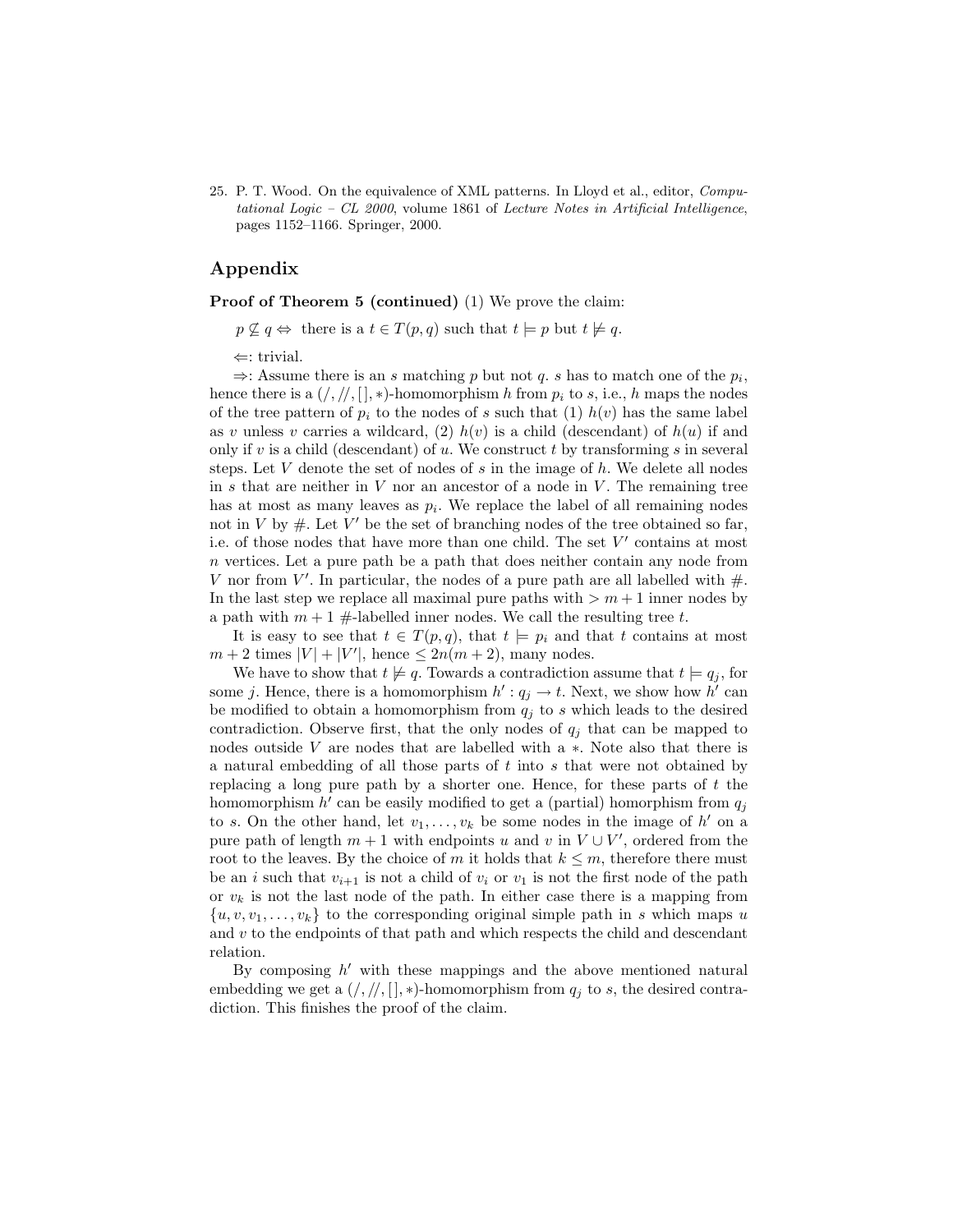25. P. T. Wood. On the equivalence of XML patterns. In Lloyd et al., editor, *Computational Logic – CL 2000*, volume 1861 of *Lecture Notes in Artificial Intelligence*, pages 1152–1166. Springer, 2000.

## Appendix

**Proof of Theorem 5 (continued)** (1) We prove the claim:

$p \not\subseteq q \Leftrightarrow$ there is a $t \in T(p,q)$ such that $t \models p$ but $t \not\models q$.

$\Leftarrow$: trivial.

$\Rightarrow$: Assume there is an $s$ matching $p$ but not $q$. $s$ has to match one of the $p_i$, hence there is a $(/, //, [], *)$-homomorphism $h$ from $p_i$ to $s$, i.e., $h$ maps the nodes of the tree pattern of $p_i$ to the nodes of $s$ such that (1) $h(v)$ has the same label as $v$ unless $v$ carries a wildcard, (2) $h(v)$ is a child (descendant) of $h(u)$ if and only if $v$ is a child (descendant) of $u$. We construct $t$ by transforming $s$ in several steps. Let $V$ denote the set of nodes of $s$ in the image of $h$. We delete all nodes in $s$ that are neither in $V$ nor an ancestor of a node in $V$. The remaining tree has at most as many leaves as $p_i$. We replace the label of all remaining nodes not in $V$ by $\#$. Let $V'$ be the set of branching nodes of the tree obtained so far, i.e. of those nodes that have more than one child. The set $V'$ contains at most $n$ vertices. Let a pure path be a path that does neither contain any node from $V$ nor from $V'$. In particular, the nodes of a pure path are all labelled with $\#$. In the last step we replace all maximal pure paths with $> m+1$ inner nodes by a path with $m+1$ $\#$-labelled inner nodes. We call the resulting tree $t$.

It is easy to see that $t \in T(p,q)$, that $t \models p_i$ and that $t$ contains at most $m+2$ times $|V| + |V'|$, hence $\leq 2n(m+2)$, many nodes.

We have to show that $t \not\models q$. Towards a contradiction assume that $t \models q_j$, for some $j$. Hence, there is a homomorphism $h' : q_j \to t$. Next, we show how $h'$ can be modified to obtain a homomorphism from $q_j$ to $s$ which leads to the desired contradiction. Observe first, that the only nodes of $q_j$ that can be mapped to nodes outside $V$ are nodes that are labelled with a $*$. Note also that there is a natural embedding of all those parts of $t$ into $s$ that were not obtained by replacing a long pure path by a shorter one. Hence, for these parts of $t$ the homomorphism $h'$ can be easily modified to get a (partial) homorphism from $q_j$ to $s$. On the other hand, let $v_1, \ldots, v_k$ be some nodes in the image of $h'$ on a pure path of length $m+1$ with endpoints $u$ and $v$ in $V \cup V'$, ordered from the root to the leaves. By the choice of $m$ it holds that $k \leq m$, therefore there must be an $i$ such that $v_{i+1}$ is not a child of $v_i$ or $v_1$ is not the first node of the path or $v_k$ is not the last node of the path. In either case there is a mapping from $\{u, v, v_1, \ldots, v_k\}$ to the corresponding original simple path in $s$ which maps $u$ and $v$ to the endpoints of that path and which respects the child and descendant relation.

By composing $h'$ with these mappings and the above mentioned natural embedding we get a $(/, //, [], *)$-homomorphism from $q_j$ to $s$, the desired contradiction. This finishes the proof of the claim.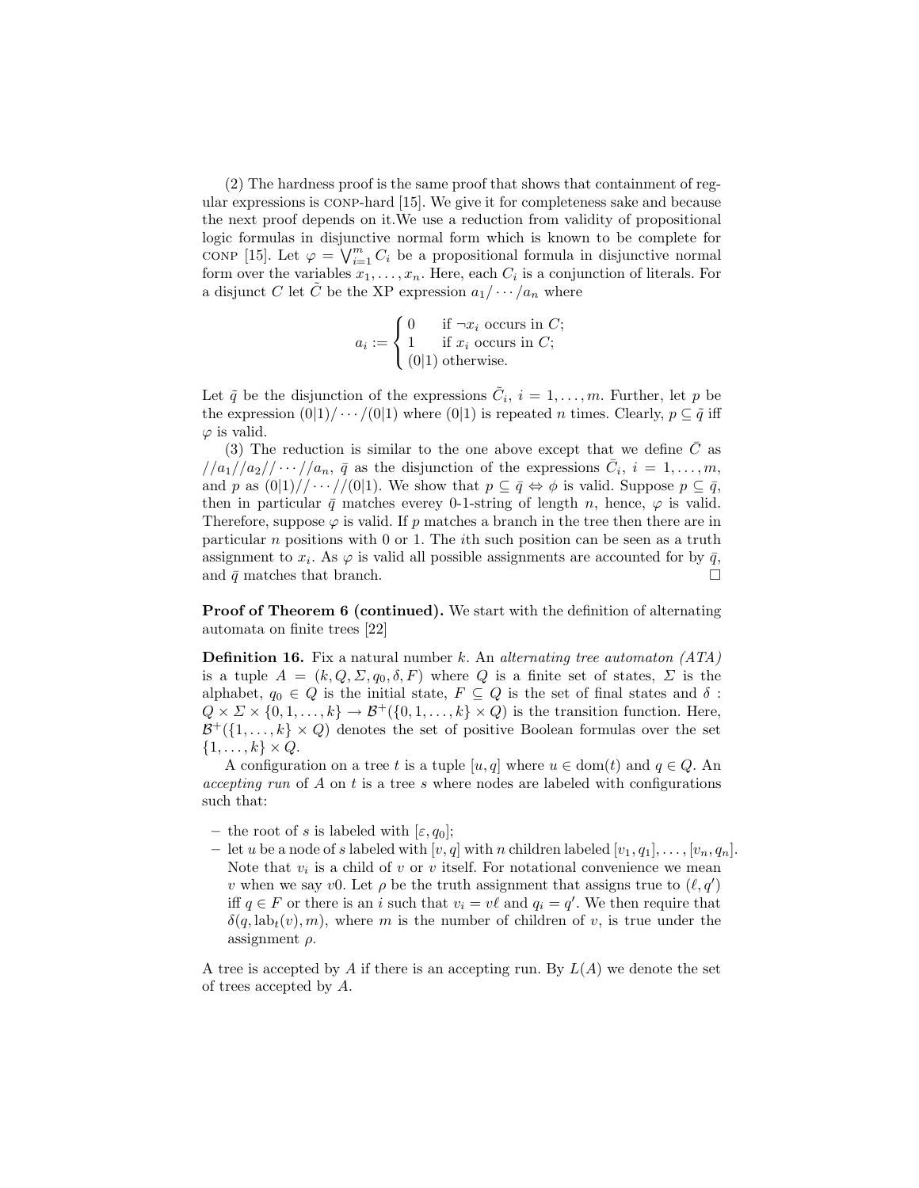(2) The hardness proof is the same proof that shows that containment of regular expressions is CONP-hard [15]. We give it for completeness sake and because the next proof depends on it.We use a reduction from validity of propositional logic formulas in disjunctive normal form which is known to be complete for CONP [15]. Let $\varphi = \bigvee_{i=1}^{m} C_i$ be a propositional formula in disjunctive normal form over the variables $x_1, \ldots, x_n$. Here, each $C_i$ is a conjunction of literals. For a disjunct $C$ let $\tilde{C}$ be the XP expression $a_1/\cdots/a_n$ where

$$a_i := \begin{cases} 0 & \text{if } \neg x_i \text{ occurs in } C; \\ 1 & \text{if } x_i \text{ occurs in } C; \\ (0|1) & \text{otherwise.} \end{cases}$$

Let $\tilde{q}$ be the disjunction of the expressions $\tilde{C}_i$, $i = 1, \ldots, m$. Further, let $p$ be the expression $(0|1)/\cdots/(0|1)$ where $(0|1)$ is repeated $n$ times. Clearly, $p \subseteq \tilde{q}$ iff $\varphi$ is valid.

(3) The reduction is similar to the one above except that we define $\bar{C}$ as $//a_1//a_2//\cdots//a_n$, $\bar{q}$ as the disjunction of the expressions $\bar{C}_i$, $i = 1, \ldots, m$, and $p$ as $(0|1)//\cdots//(0|1)$. We show that $p \subseteq \bar{q} \Leftrightarrow \phi$ is valid. Suppose $p \subseteq \bar{q}$, then in particular $\bar{q}$ matches everey 0-1-string of length $n$, hence, $\varphi$ is valid. Therefore, suppose $\varphi$ is valid. If $p$ matches a branch in the tree then there are in particular $n$ positions with 0 or 1. The $i$th such position can be seen as a truth assignment to $x_i$. As $\varphi$ is valid all possible assignments are accounted for by $\bar{q}$, and $\bar{q}$ matches that branch. □

**Proof of Theorem 6 (continued).** We start with the definition of alternating automata on finite trees [22]

**Definition 16.** Fix a natural number $k$. An *alternating tree automaton (ATA)* is a tuple $A = (k, Q, \Sigma, q_0, \delta, F)$ where $Q$ is a finite set of states, $\Sigma$ is the alphabet, $q_0 \in Q$ is the initial state, $F \subseteq Q$ is the set of final states and $\delta : Q \times \Sigma \times \{0, 1, \ldots, k\} \to \mathcal{B}^+(\{0, 1, \ldots, k\} \times Q)$ is the transition function. Here, $\mathcal{B}^+(\{1, \ldots, k\} \times Q)$ denotes the set of positive Boolean formulas over the set $\{1, \ldots, k\} \times Q$.

A configuration on a tree $t$ is a tuple $[u, q]$ where $u \in \text{dom}(t)$ and $q \in Q$. An *accepting run* of $A$ on $t$ is a tree $s$ where nodes are labeled with configurations such that:

- the root of $s$ is labeled with $[\varepsilon, q_0]$;
- let $u$ be a node of $s$ labeled with $[v, q]$ with $n$ children labeled $[v_1, q_1], \ldots, [v_n, q_n]$. Note that $v_i$ is a child of $v$ or $v$ itself. For notational convenience we mean $v$ when we say $v0$. Let $\rho$ be the truth assignment that assigns true to $(\ell, q')$ iff $q \in F$ or there is an $i$ such that $v_i = v\ell$ and $q_i = q'$. We then require that $\delta(q, \text{lab}_t(v), m)$, where $m$ is the number of children of $v$, is true under the assignment $\rho$.

A tree is accepted by $A$ if there is an accepting run. By $L(A)$ we denote the set of trees accepted by $A$.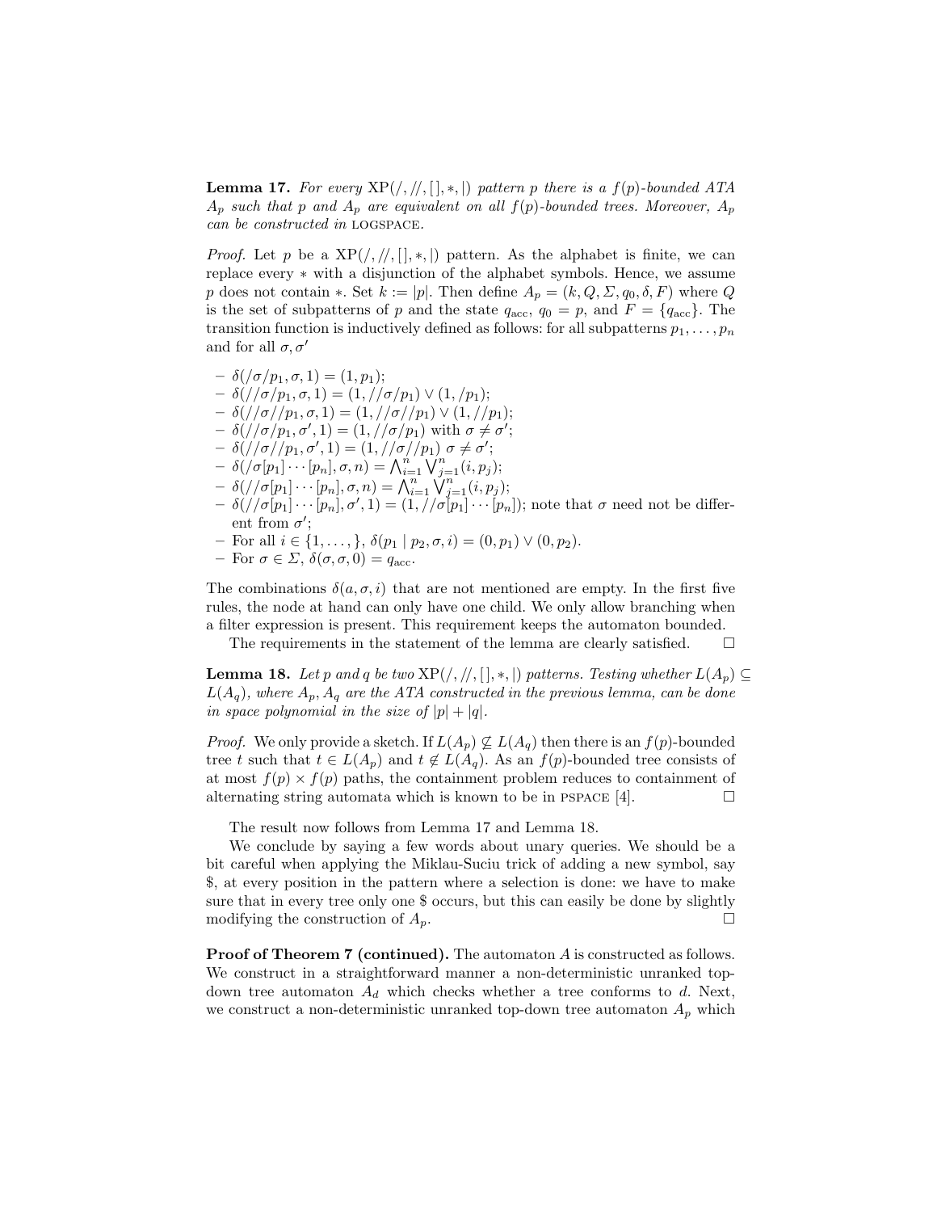**Lemma 17.** *For every* $\mathrm{XP}(/, //, [\,], *, |)$ *pattern* $p$ *there is a* $f(p)$*-bounded ATA* $A_p$ *such that* $p$ *and* $A_p$ *are equivalent on all* $f(p)$*-bounded trees. Moreover,* $A_p$ *can be constructed in* LOGSPACE.

*Proof.* Let $p$ be a $\mathrm{XP}(/, //, [\,], *, |)$ pattern. As the alphabet is finite, we can replace every $*$ with a disjunction of the alphabet symbols. Hence, we assume $p$ does not contain $*$. Set $k := |p|$. Then define $A_p = (k, Q, \Sigma, q_0, \delta, F)$ where $Q$ is the set of subpatterns of $p$ and the state $q_{\text{acc}}$, $q_0 = p$, and $F = \{q_{\text{acc}}\}$. The transition function is inductively defined as follows: for all subpatterns $p_1, \ldots, p_n$ and for all $\sigma, \sigma'$

- $\delta(/\sigma/p_1, \sigma, 1) = (1, p_1)$;
- $\delta(//\sigma/p_1, \sigma, 1) = (1, //\sigma/p_1) \vee (1, /p_1)$;
- $\delta(//\sigma//p_1, \sigma, 1) = (1, //\sigma//p_1) \vee (1, //p_1)$;
- $\delta(//\sigma/p_1, \sigma', 1) = (1, //\sigma/p_1)$ with $\sigma \neq \sigma'$;
- $\delta(//\sigma//p_1, \sigma', 1) = (1, //\sigma//p_1)$ $\sigma \neq \sigma'$;
- $\delta(/\sigma[p_1] \cdots [p_n], \sigma, n) = \bigwedge_{i=1}^{n} \bigvee_{j=1}^{n} (i, p_j)$;
- $\delta(//\sigma[p_1] \cdots [p_n], \sigma, n) = \bigwedge_{i=1}^{n} \bigvee_{j=1}^{n} (i, p_j)$;
- $\delta(//\sigma[p_1] \cdots [p_n], \sigma', 1) = (1, //\sigma[p_1] \cdots [p_n])$; note that $\sigma$ need not be different from $\sigma'$;
- For all $i \in \{1, \ldots, \}$, $\delta(p_1 \mid p_2, \sigma, i) = (0, p_1) \vee (0, p_2)$.
- For $\sigma \in \Sigma$, $\delta(\sigma, \sigma, 0) = q_{\text{acc}}$.

The combinations $\delta(a, \sigma, i)$ that are not mentioned are empty. In the first five rules, the node at hand can only have one child. We only allow branching when a filter expression is present. This requirement keeps the automaton bounded.

The requirements in the statement of the lemma are clearly satisfied. $\square$

**Lemma 18.** *Let* $p$ *and* $q$ *be two* $\mathrm{XP}(/, //, [\,], *, |)$ *patterns. Testing whether* $L(A_p) \subseteq L(A_q)$*, where* $A_p, A_q$ *are the ATA constructed in the previous lemma, can be done in space polynomial in the size of* $|p| + |q|$.

*Proof.* We only provide a sketch. If $L(A_p) \not\subseteq L(A_q)$ then there is an $f(p)$-bounded tree $t$ such that $t \in L(A_p)$ and $t \notin L(A_q)$. As an $f(p)$-bounded tree consists of at most $f(p) \times f(p)$ paths, the containment problem reduces to containment of alternating string automata which is known to be in PSPACE [4]. $\square$

The result now follows from Lemma 17 and Lemma 18.

We conclude by saying a few words about unary queries. We should be a bit careful when applying the Miklau-Suciu trick of adding a new symbol, say $, at every position in the pattern where a selection is done: we have to make sure that in every tree only one $ occurs, but this can easily be done by slightly modifying the construction of $A_p$. $\square$

**Proof of Theorem 7 (continued).** The automaton $A$ is constructed as follows. We construct in a straightforward manner a non-deterministic unranked top-down tree automaton $A_d$ which checks whether a tree conforms to $d$. Next, we construct a non-deterministic unranked top-down tree automaton $A_p$ which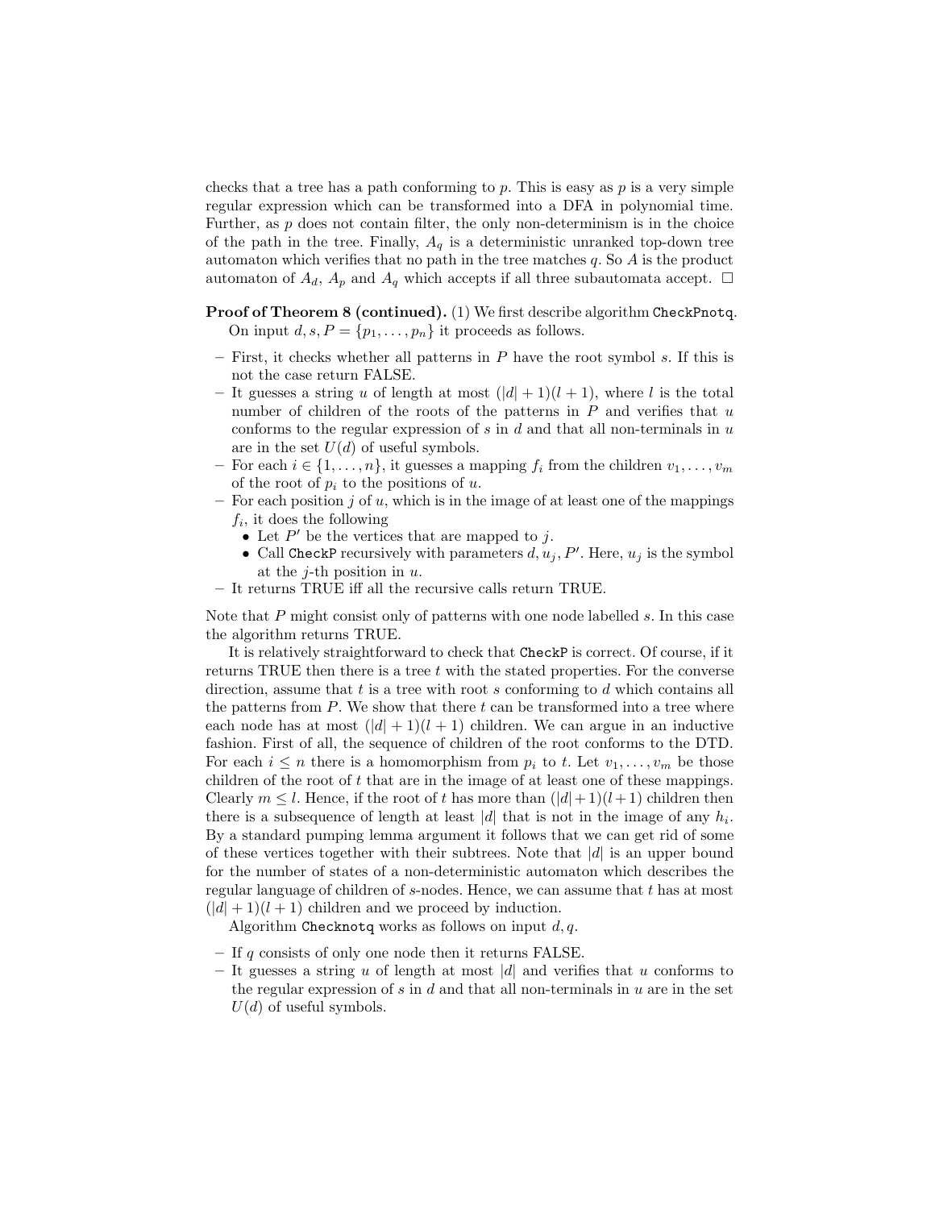checks that a tree has a path conforming to $p$. This is easy as $p$ is a very simple regular expression which can be transformed into a DFA in polynomial time. Further, as $p$ does not contain filter, the only non-determinism is in the choice of the path in the tree. Finally, $A_q$ is a deterministic unranked top-down tree automaton which verifies that no path in the tree matches $q$. So $A$ is the product automaton of $A_d$, $A_p$ and $A_q$ which accepts if all three subautomata accept. $\square$

**Proof of Theorem 8 (continued).** (1) We first describe algorithm `CheckPnotq`. On input $d, s, P = \{p_1, \ldots, p_n\}$ it proceeds as follows.

- First, it checks whether all patterns in $P$ have the root symbol $s$. If this is not the case return FALSE.
- It guesses a string $u$ of length at most $(|d|+1)(l+1)$, where $l$ is the total number of children of the roots of the patterns in $P$ and verifies that $u$ conforms to the regular expression of $s$ in $d$ and that all non-terminals in $u$ are in the set $U(d)$ of useful symbols.
- For each $i \in \{1, \ldots, n\}$, it guesses a mapping $f_i$ from the children $v_1, \ldots, v_m$ of the root of $p_i$ to the positions of $u$.
- For each position $j$ of $u$, which is in the image of at least one of the mappings $f_i$, it does the following
  - Let $P'$ be the vertices that are mapped to $j$.
  - Call `CheckP` recursively with parameters $d, u_j, P'$. Here, $u_j$ is the symbol at the $j$-th position in $u$.
- It returns TRUE iff all the recursive calls return TRUE.

Note that $P$ might consist only of patterns with one node labelled $s$. In this case the algorithm returns TRUE.

It is relatively straightforward to check that `CheckP` is correct. Of course, if it returns TRUE then there is a tree $t$ with the stated properties. For the converse direction, assume that $t$ is a tree with root $s$ conforming to $d$ which contains all the patterns from $P$. We show that there $t$ can be transformed into a tree where each node has at most $(|d|+1)(l+1)$ children. We can argue in an inductive fashion. First of all, the sequence of children of the root conforms to the DTD. For each $i \le n$ there is a homomorphism from $p_i$ to $t$. Let $v_1, \ldots, v_m$ be those children of the root of $t$ that are in the image of at least one of these mappings. Clearly $m \le l$. Hence, if the root of $t$ has more than $(|d|+1)(l+1)$ children then there is a subsequence of length at least $|d|$ that is not in the image of any $h_i$. By a standard pumping lemma argument it follows that we can get rid of some of these vertices together with their subtrees. Note that $|d|$ is an upper bound for the number of states of a non-deterministic automaton which describes the regular language of children of $s$-nodes. Hence, we can assume that $t$ has at most $(|d|+1)(l+1)$ children and we proceed by induction.

Algorithm `Checknotq` works as follows on input $d, q$.

- If $q$ consists of only one node then it returns FALSE.
- It guesses a string $u$ of length at most $|d|$ and verifies that $u$ conforms to the regular expression of $s$ in $d$ and that all non-terminals in $u$ are in the set $U(d)$ of useful symbols.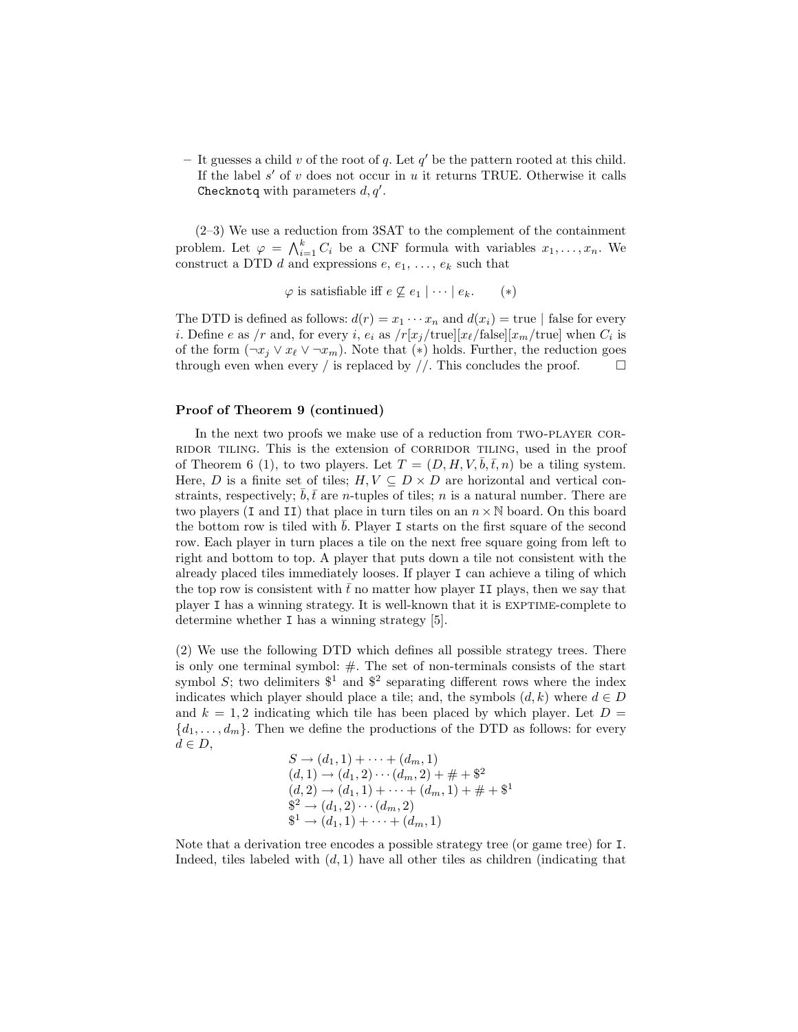– It guesses a child $v$ of the root of $q$. Let $q'$ be the pattern rooted at this child. If the label $s'$ of $v$ does not occur in $u$ it returns TRUE. Otherwise it calls `Checknotq` with parameters $d, q'$.

(2–3) We use a reduction from 3SAT to the complement of the containment problem. Let $\varphi = \bigwedge_{i=1}^{k} C_i$ be a CNF formula with variables $x_1, \ldots, x_n$. We construct a DTD $d$ and expressions $e$, $e_1$, ..., $e_k$ such that

$$\varphi \text{ is satisfiable iff } e \not\subseteq e_1 \mid \cdots \mid e_k. \qquad (*)$$

The DTD is defined as follows: $d(r) = x_1 \cdots x_n$ and $d(x_i) = \text{true} \mid \text{false}$ for every $i$. Define $e$ as $/r$ and, for every $i$, $e_i$ as $/r[x_j/\text{true}][x_\ell/\text{false}][x_m/\text{true}]$ when $C_i$ is of the form $(\neg x_j \vee x_\ell \vee \neg x_m)$. Note that $(*)$ holds. Further, the reduction goes through even when every / is replaced by //. This concludes the proof. $\square$

**Proof of Theorem 9 (continued)**

In the next two proofs we make use of a reduction from TWO-PLAYER CORRIDOR TILING. This is the extension of CORRIDOR TILING, used in the proof of Theorem 6 (1), to two players. Let $T = (D, H, V, \bar{b}, \bar{t}, n)$ be a tiling system. Here, $D$ is a finite set of tiles; $H, V \subseteq D \times D$ are horizontal and vertical constraints, respectively; $\bar{b}, \bar{t}$ are $n$-tuples of tiles; $n$ is a natural number. There are two players (`I` and `II`) that place in turn tiles on an $n \times \mathbb{N}$ board. On this board the bottom row is tiled with $\bar{b}$. Player `I` starts on the first square of the second row. Each player in turn places a tile on the next free square going from left to right and bottom to top. A player that puts down a tile not consistent with the already placed tiles immediately looses. If player `I` can achieve a tiling of which the top row is consistent with $\bar{t}$ no matter how player `II` plays, then we say that player `I` has a winning strategy. It is well-known that it is EXPTIME-complete to determine whether `I` has a winning strategy [5].

(2) We use the following DTD which defines all possible strategy trees. There is only one terminal symbol: #. The set of non-terminals consists of the start symbol $S$; two delimiters $\$^1$ and $\$^2$ separating different rows where the index indicates which player should place a tile; and, the symbols $(d, k)$ where $d \in D$ and $k = 1, 2$ indicating which tile has been placed by which player. Let $D = \{d_1, \ldots, d_m\}$. Then we define the productions of the DTD as follows: for every $d \in D$,

$$\begin{aligned}
&S \to (d_1, 1) + \cdots + (d_m, 1)\\
&(d, 1) \to (d_1, 2) \cdots (d_m, 2) + \# + \$^2\\
&(d, 2) \to (d_1, 1) + \cdots + (d_m, 1) + \# + \$^1\\
&\$^2 \to (d_1, 2) \cdots (d_m, 2)\\
&\$^1 \to (d_1, 1) + \cdots + (d_m, 1)
\end{aligned}$$

Note that a derivation tree encodes a possible strategy tree (or game tree) for `I`. Indeed, tiles labeled with $(d, 1)$ have all other tiles as children (indicating that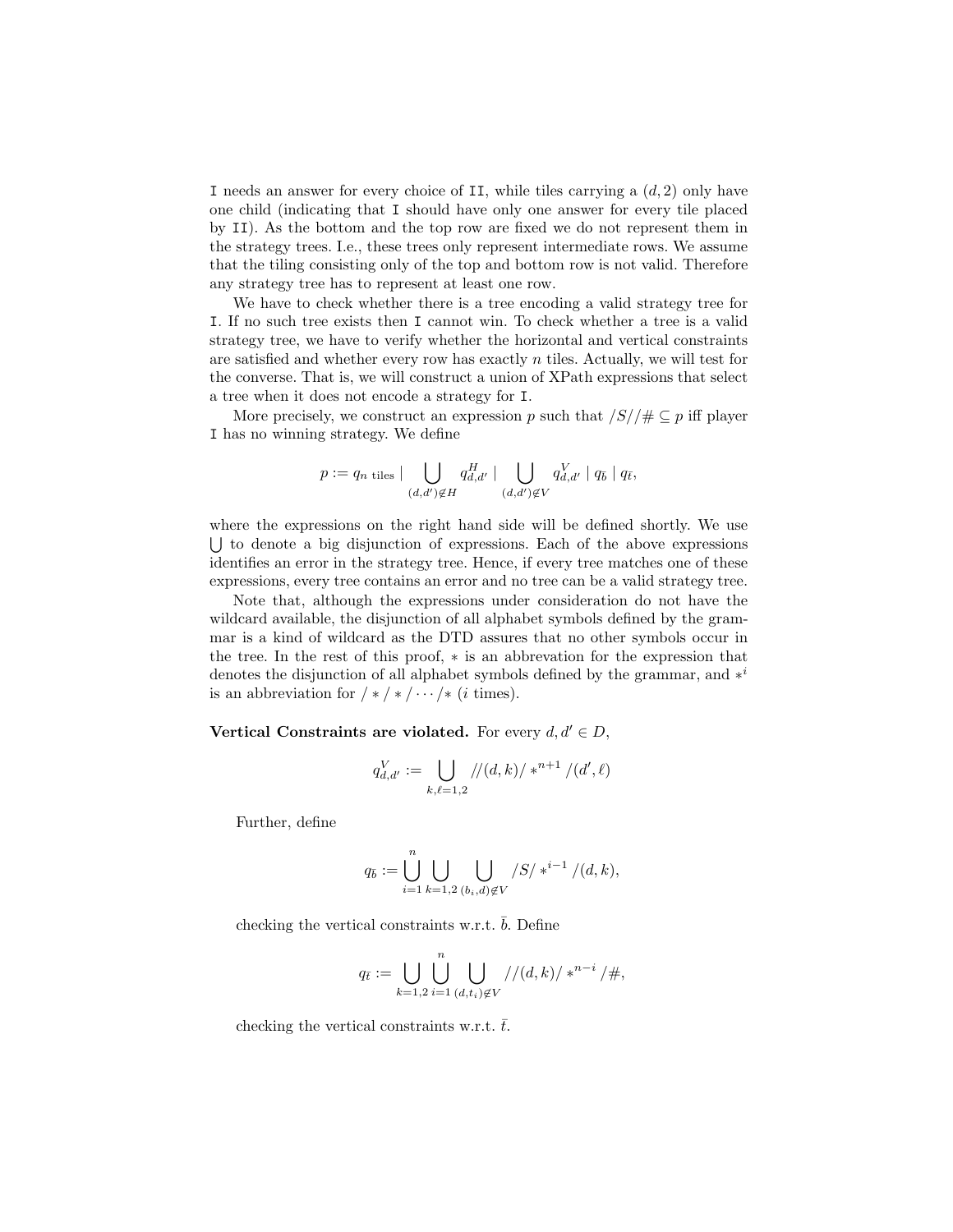I needs an answer for every choice of II, while tiles carrying a $(d, 2)$ only have one child (indicating that I should have only one answer for every tile placed by II). As the bottom and the top row are fixed we do not represent them in the strategy trees. I.e., these trees only represent intermediate rows. We assume that the tiling consisting only of the top and bottom row is not valid. Therefore any strategy tree has to represent at least one row.

We have to check whether there is a tree encoding a valid strategy tree for I. If no such tree exists then I cannot win. To check whether a tree is a valid strategy tree, we have to verify whether the horizontal and vertical constraints are satisfied and whether every row has exactly $n$ tiles. Actually, we will test for the converse. That is, we will construct a union of XPath expressions that select a tree when it does not encode a strategy for I.

More precisely, we construct an expression $p$ such that $/S//\# \subseteq p$ iff player I has no winning strategy. We define

$$p := q_{n \text{ tiles}} \mid \bigcup_{(d,d') \notin H} q^H_{d,d'} \mid \bigcup_{(d,d') \notin V} q^V_{d,d'} \mid q_{\bar{b}} \mid q_{\bar{t}},$$

where the expressions on the right hand side will be defined shortly. We use $\bigcup$ to denote a big disjunction of expressions. Each of the above expressions identifies an error in the strategy tree. Hence, if every tree matches one of these expressions, every tree contains an error and no tree can be a valid strategy tree.

Note that, although the expressions under consideration do not have the wildcard available, the disjunction of all alphabet symbols defined by the grammar is a kind of wildcard as the DTD assures that no other symbols occur in the tree. In the rest of this proof, $*$ is an abbrevation for the expression that denotes the disjunction of all alphabet symbols defined by the grammar, and $*^i$ is an abbreviation for $/*/*/\cdots/*$ ($i$ times).

**Vertical Constraints are violated.** For every $d, d' \in D$,

$$q^V_{d,d'} := \bigcup_{k,\ell=1,2} //(d,k)/*^{n+1}/(d',\ell)$$

Further, define

$$q_{\bar{b}} := \bigcup_{i=1}^{n} \bigcup_{k=1,2} \bigcup_{(b_i,d) \notin V} /S/*^{i-1}/(d,k),$$

checking the vertical constraints w.r.t. $\bar{b}$. Define

$$q_{\bar{t}} := \bigcup_{k=1,2} \bigcup_{i=1}^{n} \bigcup_{(d,t_i) \notin V} //(d,k)/*^{n-i}/\#,$$

checking the vertical constraints w.r.t. $\bar{t}$.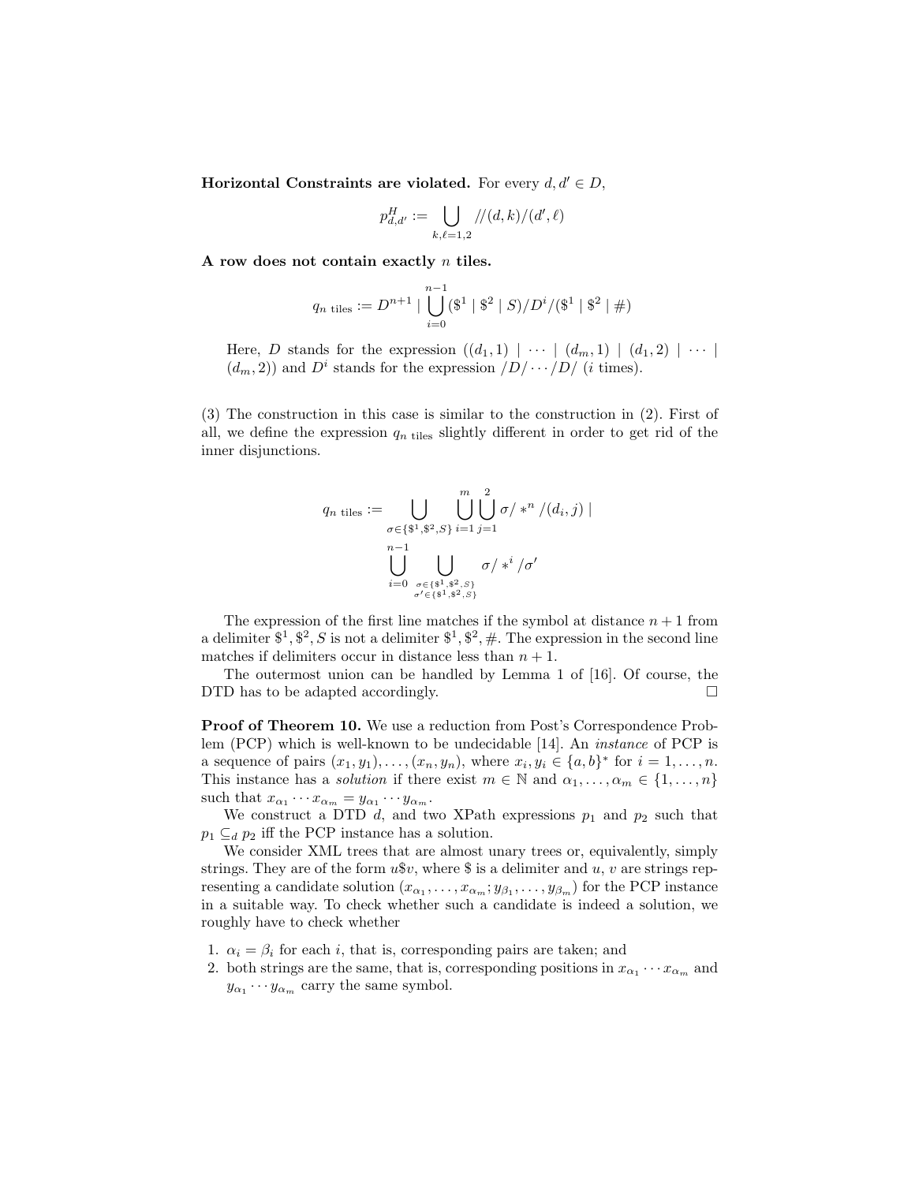**Horizontal Constraints are violated.** For every $d, d' \in D$,

$$p^H_{d,d'} := \bigcup_{k,\ell=1,2} //(d,k)/(d',\ell)$$

**A row does not contain exactly** $n$ **tiles.**

$$q_{n \text{ tiles}} := D^{n+1} \mid \bigcup_{i=0}^{n-1} (\$^1 \mid \$^2 \mid S)/D^i/(\$^1 \mid \$^2 \mid \#)$$

Here, $D$ stands for the expression $((d_1, 1) \mid \cdots \mid (d_m, 1) \mid (d_1, 2) \mid \cdots \mid (d_m, 2))$ and $D^i$ stands for the expression $/D/\cdots/D/$ ($i$ times).

(3) The construction in this case is similar to the construction in (2). First of all, we define the expression $q_{n \text{ tiles}}$ slightly different in order to get rid of the inner disjunctions.

$$q_{n \text{ tiles}} := \bigcup_{\sigma \in \{\$^1, \$^2, S\}} \bigcup_{i=1}^{m} \bigcup_{j=1}^{2} \sigma/*^n/(d_i, j) \mid$$
$$\bigcup_{i=0}^{n-1} \bigcup_{\substack{\sigma \in \{\$^1, \$^2, S\} \\ \sigma' \in \{\$^1, \$^2, S\}}} \sigma/*^i/\sigma'$$

The expression of the first line matches if the symbol at distance $n+1$ from a delimiter $\$^1, \$^2, S$ is not a delimiter $\$^1, \$^2, \#$. The expression in the second line matches if delimiters occur in distance less than $n+1$.

The outermost union can be handled by Lemma 1 of [16]. Of course, the DTD has to be adapted accordingly. □

**Proof of Theorem 10.** We use a reduction from Post's Correspondence Problem (PCP) which is well-known to be undecidable [14]. An *instance* of PCP is a sequence of pairs $(x_1, y_1), \ldots, (x_n, y_n)$, where $x_i, y_i \in \{a, b\}^*$ for $i = 1, \ldots, n$. This instance has a *solution* if there exist $m \in \mathbb{N}$ and $\alpha_1, \ldots, \alpha_m \in \{1, \ldots, n\}$ such that $x_{\alpha_1} \cdots x_{\alpha_m} = y_{\alpha_1} \cdots y_{\alpha_m}$.

We construct a DTD $d$, and two XPath expressions $p_1$ and $p_2$ such that $p_1 \subseteq_d p_2$ iff the PCP instance has a solution.

We consider XML trees that are almost unary trees or, equivalently, simply strings. They are of the form $u\$v$, where \$ is a delimiter and $u$, $v$ are strings representing a candidate solution $(x_{\alpha_1}, \ldots, x_{\alpha_m}; y_{\beta_1}, \ldots, y_{\beta_m})$ for the PCP instance in a suitable way. To check whether such a candidate is indeed a solution, we roughly have to check whether

1. $\alpha_i = \beta_i$ for each $i$, that is, corresponding pairs are taken; and
2. both strings are the same, that is, corresponding positions in $x_{\alpha_1} \cdots x_{\alpha_m}$ and $y_{\alpha_1} \cdots y_{\alpha_m}$ carry the same symbol.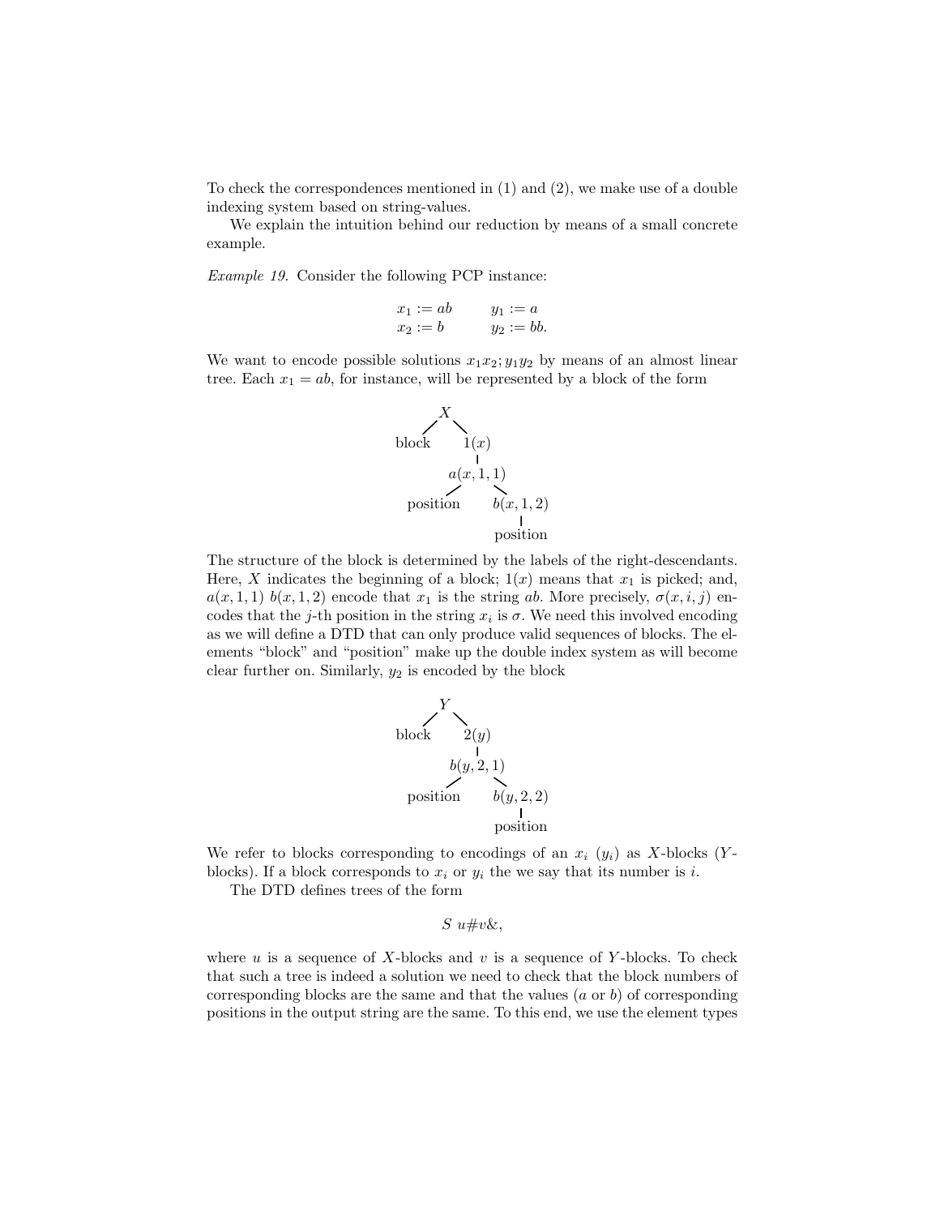To check the correspondences mentioned in (1) and (2), we make use of a double indexing system based on string-values.

We explain the intuition behind our reduction by means of a small concrete example.

*Example 19.* Consider the following PCP instance:

$$x_1 := ab \qquad y_1 := a$$
$$x_2 := b \qquad y_2 := bb.$$

We want to encode possible solutions $x_1 x_2; y_1 y_2$ by means of an almost linear tree. Each $x_1 = ab$, for instance, will be represented by a block of the form

```
          X
         / \
    block   1(x)
              |
           a(x,1,1)
            /    \
     position    b(x,1,2)
                    |
                 position
```

The structure of the block is determined by the labels of the right-descendants. Here, $X$ indicates the beginning of a block; $1(x)$ means that $x_1$ is picked; and, $a(x, 1, 1)$ $b(x, 1, 2)$ encode that $x_1$ is the string $ab$. More precisely, $\sigma(x, i, j)$ encodes that the $j$-th position in the string $x_i$ is $\sigma$. We need this involved encoding as we will define a DTD that can only produce valid sequences of blocks. The elements "block" and "position" make up the double index system as will become clear further on. Similarly, $y_2$ is encoded by the block

```
          Y
         / \
    block   2(y)
              |
           b(y,2,1)
            /    \
     position    b(y,2,2)
                    |
                 position
```

We refer to blocks corresponding to encodings of an $x_i$ ($y_i$) as $X$-blocks ($Y$-blocks). If a block corresponds to $x_i$ or $y_i$ the we say that its number is $i$.

The DTD defines trees of the form

$$S\ u\#v\&,$$

where $u$ is a sequence of $X$-blocks and $v$ is a sequence of $Y$-blocks. To check that such a tree is indeed a solution we need to check that the block numbers of corresponding blocks are the same and that the values ($a$ or $b$) of corresponding positions in the output string are the same. To this end, we use the element types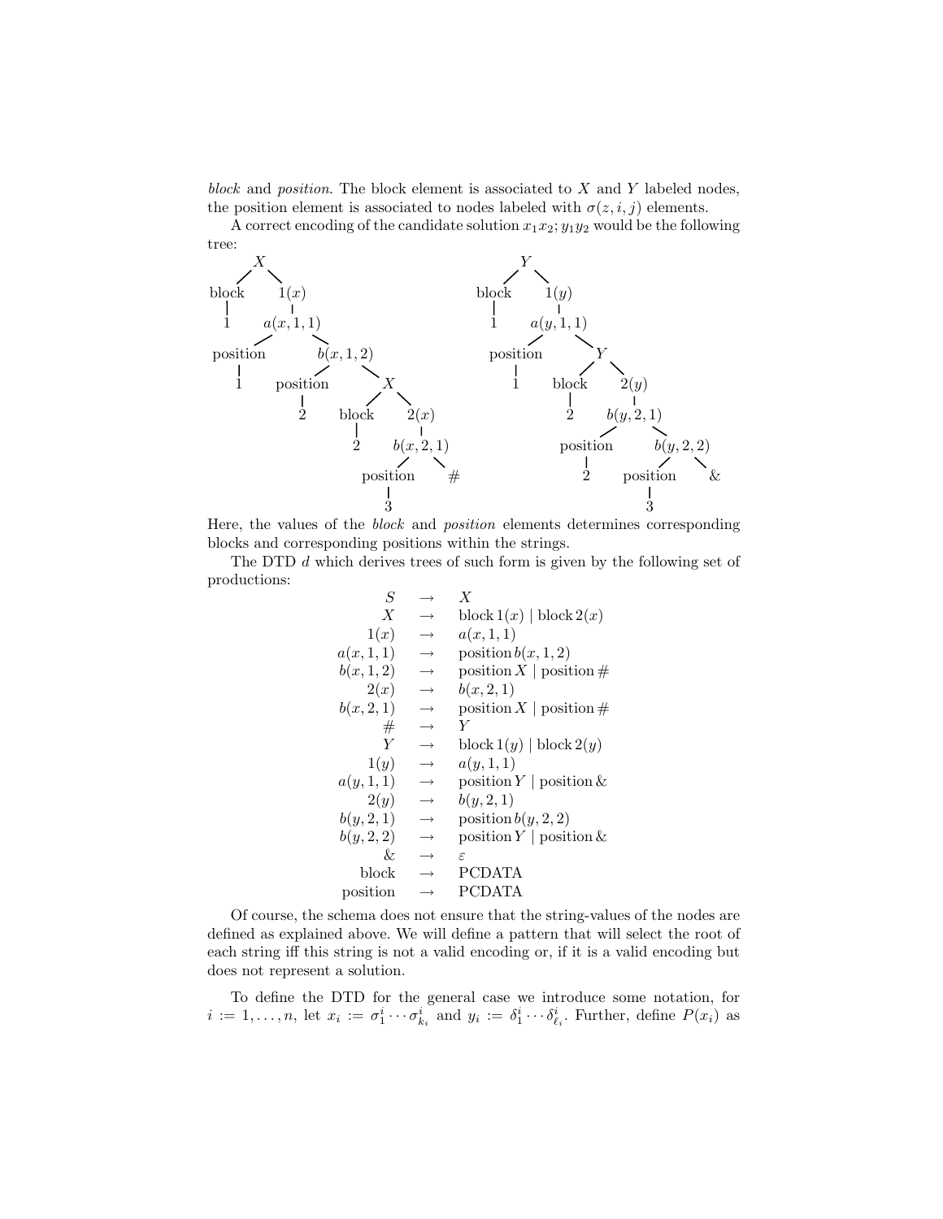*block* and *position*. The block element is associated to $X$ and $Y$ labeled nodes, the position element is associated to nodes labeled with $\sigma(z, i, j)$ elements.

A correct encoding of the candidate solution $x_1 x_2; y_1 y_2$ would be the following tree:

```
X                                      Y
├── block                              ├── block
│   └── 1                              │   └── 1
└── 1(x)                               └── 1(y)
    └── a(x,1,1)                           └── a(y,1,1)
        ├── position                           ├── position
        │   └── 1                              │   └── 1
        └── b(x,1,2)                           └── Y
            ├── position                           ├── block
            │   └── 2                              │   └── 2
            └── X                                  └── 2(y)
                ├── block                              └── b(y,2,1)
                │   └── 2                                  ├── position
                └── 2(x)                                   │   └── 2
                    └── b(x,2,1)                           └── b(y,2,2)
                        ├── position                           ├── position
                        │   └── 3                              │   └── 3
                        └── #                                  └── &
```

Here, the values of the *block* and *position* elements determines corresponding blocks and corresponding positions within the strings.

The DTD $d$ which derives trees of such form is given by the following set of productions:

$$
\begin{array}{rcl}
S & \rightarrow & X \\
X & \rightarrow & \text{block}\, 1(x) \mid \text{block}\, 2(x) \\
1(x) & \rightarrow & a(x,1,1) \\
a(x,1,1) & \rightarrow & \text{position}\, b(x,1,2) \\
b(x,1,2) & \rightarrow & \text{position}\, X \mid \text{position}\, \# \\
2(x) & \rightarrow & b(x,2,1) \\
b(x,2,1) & \rightarrow & \text{position}\, X \mid \text{position}\, \# \\
\# & \rightarrow & Y \\
Y & \rightarrow & \text{block}\, 1(y) \mid \text{block}\, 2(y) \\
1(y) & \rightarrow & a(y,1,1) \\
a(y,1,1) & \rightarrow & \text{position}\, Y \mid \text{position}\, \& \\
2(y) & \rightarrow & b(y,2,1) \\
b(y,2,1) & \rightarrow & \text{position}\, b(y,2,2) \\
b(y,2,2) & \rightarrow & \text{position}\, Y \mid \text{position}\, \& \\
\& & \rightarrow & \varepsilon \\
\text{block} & \rightarrow & \text{PCDATA} \\
\text{position} & \rightarrow & \text{PCDATA}
\end{array}
$$

Of course, the schema does not ensure that the string-values of the nodes are defined as explained above. We will define a pattern that will select the root of each string iff this string is not a valid encoding or, if it is a valid encoding but does not represent a solution.

To define the DTD for the general case we introduce some notation, for $i := 1, \ldots, n$, let $x_i := \sigma_1^i \cdots \sigma_{k_i}^i$ and $y_i := \delta_1^i \cdots \delta_{\ell_i}^i$. Further, define $P(x_i)$ as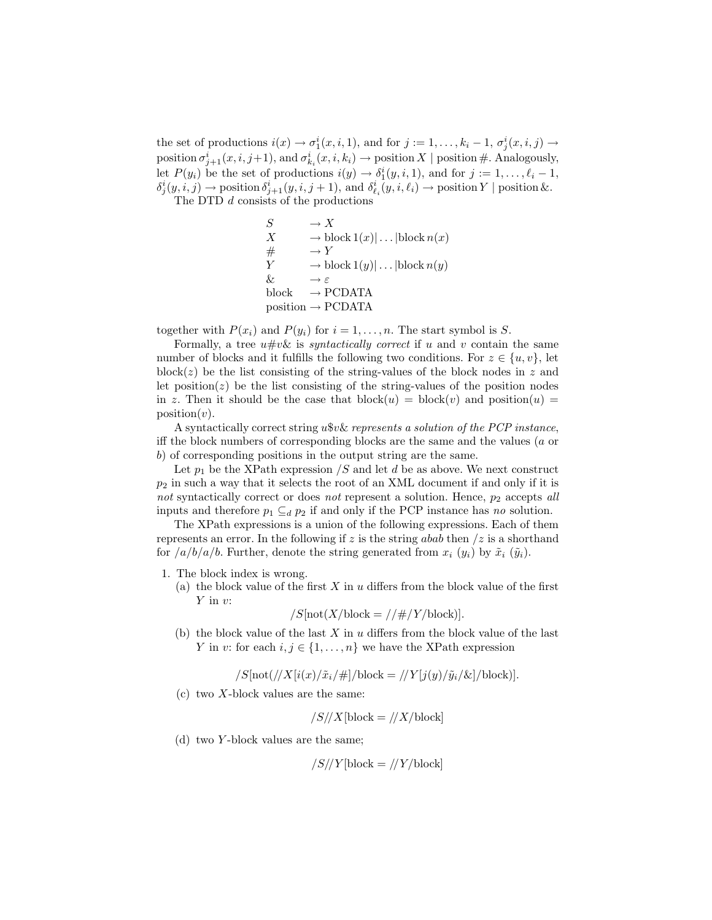the set of productions $i(x) \to \sigma_1^i(x,i,1)$, and for $j := 1,\ldots,k_i-1$, $\sigma_j^i(x,i,j) \to$ position $\sigma_{j+1}^i(x,i,j{+}1)$, and $\sigma_{k_i}^i(x,i,k_i) \to$ position $X$ | position $\#$. Analogously, let $P(y_i)$ be the set of productions $i(y) \to \delta_1^i(y,i,1)$, and for $j := 1,\ldots,\ell_i - 1$, $\delta_j^i(y,i,j) \to$ position $\delta_{j+1}^i(y,i,j+1)$, and $\delta_{\ell_i}^i(y,i,\ell_i) \to$ position $Y$ | position &.

The DTD $d$ consists of the productions

$$
\begin{array}{ll}
S & \to X \\
X & \to \text{block}\,1(x) | \ldots | \text{block}\,n(x) \\
\# & \to Y \\
Y & \to \text{block}\,1(y) | \ldots | \text{block}\,n(y) \\
\& & \to \varepsilon \\
\text{block} & \to \text{PCDATA} \\
\text{position} & \to \text{PCDATA}
\end{array}
$$

together with $P(x_i)$ and $P(y_i)$ for $i = 1,\ldots,n$. The start symbol is $S$.

Formally, a tree $u\#v\&$ is *syntactically correct* if $u$ and $v$ contain the same number of blocks and it fulfills the following two conditions. For $z \in \{u, v\}$, let block$(z)$ be the list consisting of the string-values of the block nodes in $z$ and let position$(z)$ be the list consisting of the string-values of the position nodes in $z$. Then it should be the case that block$(u)$ = block$(v)$ and position$(u)$ = position$(v)$.

A syntactically correct string $u\$v\&$ *represents a solution of the PCP instance*, iff the block numbers of corresponding blocks are the same and the values ($a$ or $b$) of corresponding positions in the output string are the same.

Let $p_1$ be the XPath expression $/S$ and let $d$ be as above. We next construct $p_2$ in such a way that it selects the root of an XML document if and only if it is *not* syntactically correct or does *not* represent a solution. Hence, $p_2$ accepts *all* inputs and therefore $p_1 \subseteq_d p_2$ if and only if the PCP instance has *no* solution.

The XPath expressions is a union of the following expressions. Each of them represents an error. In the following if $z$ is the string $abab$ then $/z$ is a shorthand for $/a/b/a/b$. Further, denote the string generated from $x_i$ ($y_i$) by $\tilde{x}_i$ ($\tilde{y}_i$).

1. The block index is wrong.
   (a) the block value of the first $X$ in $u$ differs from the block value of the first $Y$ in $v$:
   $$/S[\text{not}(X/\text{block} = //\#/Y/\text{block})].$$
   (b) the block value of the last $X$ in $u$ differs from the block value of the last $Y$ in $v$: for each $i, j \in \{1,\ldots,n\}$ we have the XPath expression
   $$/S[\text{not}(//X[i(x)/\tilde{x}_i/\#]/\text{block} = //Y[j(y)/\tilde{y}_i/\&]/\text{block})].$$
   (c) two $X$-block values are the same:
   $$/S//X[\text{block} = //X/\text{block}]$$
   (d) two $Y$-block values are the same;
   $$/S//Y[\text{block} = //Y/\text{block}]$$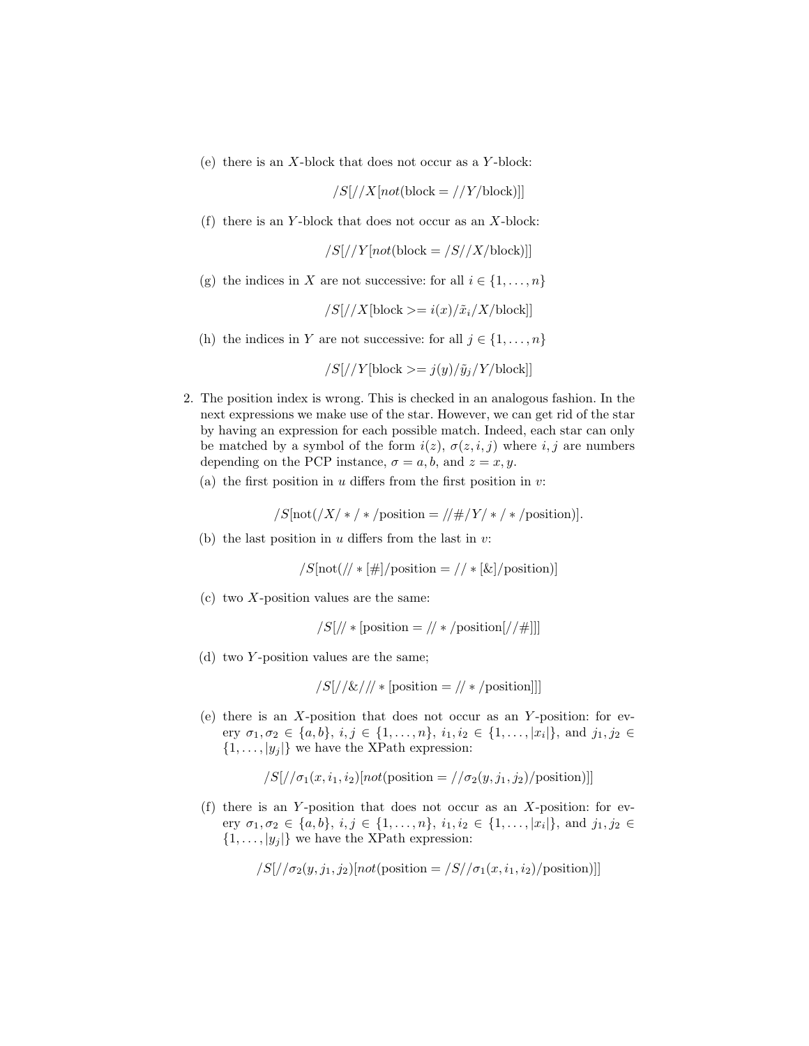(e) there is an $X$-block that does not occur as a $Y$-block:

$$/S[//X[not(\text{block} = //Y/\text{block})]]$$

(f) there is an $Y$-block that does not occur as an $X$-block:

$$/S[//Y[not(\text{block} = /S//X/\text{block})]]$$

(g) the indices in $X$ are not successive: for all $i \in \{1, \ldots, n\}$

$$/S[//X[\text{block} >= i(x)/\tilde{x}_i/X/\text{block}]]$$

(h) the indices in $Y$ are not successive: for all $j \in \{1, \ldots, n\}$

$$/S[//Y[\text{block} >= j(y)/\tilde{y}_j/Y/\text{block}]]$$

2. The position index is wrong. This is checked in an analogous fashion. In the next expressions we make use of the star. However, we can get rid of the star by having an expression for each possible match. Indeed, each star can only be matched by a symbol of the form $i(z)$, $\sigma(z, i, j)$ where $i, j$ are numbers depending on the PCP instance, $\sigma = a, b$, and $z = x, y$.

   (a) the first position in $u$ differs from the first position in $v$:

   $$/S[\text{not}(/X/*/*/\text{position} = //\#/Y/*/*/\text{position})].$$

   (b) the last position in $u$ differs from the last in $v$:

   $$/S[\text{not}(//*[\#]/\text{position} = //*[\&]/\text{position})]$$

   (c) two $X$-position values are the same:

   $$/S[//*[\text{position} = //*/\text{position}[//\#]]]$$

   (d) two $Y$-position values are the same;

   $$/S[//\&///*[\text{position} = //*/\text{position}]]]$$

   (e) there is an $X$-position that does not occur as an $Y$-position: for every $\sigma_1, \sigma_2 \in \{a, b\}$, $i, j \in \{1, \ldots, n\}$, $i_1, i_2 \in \{1, \ldots, |x_i|\}$, and $j_1, j_2 \in \{1, \ldots, |y_j|\}$ we have the XPath expression:

   $$/S[//\sigma_1(x, i_1, i_2)[not(\text{position} = //\sigma_2(y, j_1, j_2)/\text{position})]]$$

   (f) there is an $Y$-position that does not occur as an $X$-position: for every $\sigma_1, \sigma_2 \in \{a, b\}$, $i, j \in \{1, \ldots, n\}$, $i_1, i_2 \in \{1, \ldots, |x_i|\}$, and $j_1, j_2 \in \{1, \ldots, |y_j|\}$ we have the XPath expression:

   $$/S[//\sigma_2(y, j_1, j_2)[not(\text{position} = /S//\sigma_1(x, i_1, i_2)/\text{position})]]$$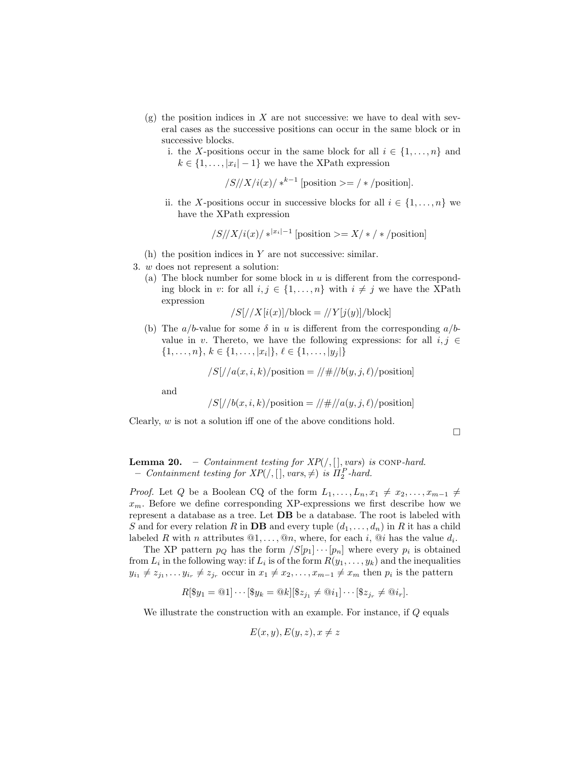(g) the position indices in $X$ are not successive: we have to deal with several cases as the successive positions can occur in the same block or in successive blocks.

   i. the $X$-positions occur in the same block for all $i \in \{1, \ldots, n\}$ and $k \in \{1, \ldots, |x_i| - 1\}$ we have the XPath expression

$$/S//X/i(x)/*^{k-1}\,[\text{position} >= /*/\text{position}].$$

   ii. the $X$-positions occur in successive blocks for all $i \in \{1, \ldots, n\}$ we have the XPath expression

$$/S//X/i(x)/*^{|x_i|-1}\,[\text{position} >= X/*/*/\text{position}]$$

(h) the position indices in $Y$ are not successive: similar.

3. $w$ does not represent a solution:

(a) The block number for some block in $u$ is different from the corresponding block in $v$: for all $i, j \in \{1, \ldots, n\}$ with $i \neq j$ we have the XPath expression

$$/S[//X[i(x)]/\text{block} = //Y[j(y)]/\text{block}]$$

(b) The $a/b$-value for some $\delta$ in $u$ is different from the corresponding $a/b$-value in $v$. Thereto, we have the following expressions: for all $i, j \in \{1, \ldots, n\}$, $k \in \{1, \ldots, |x_i|\}$, $\ell \in \{1, \ldots, |y_j|\}$

$$/S[//a(x, i, k)/\text{position} = //\#//b(y, j, \ell)/\text{position}]$$

and

$$/S[//b(x, i, k)/\text{position} = //\#//a(y, j, \ell)/\text{position}]$$

Clearly, $w$ is not a solution iff one of the above conditions hold.

□

**Lemma 20.** – *Containment testing for XP(/, [ ], vars) is* CONP*-hard.*
– *Containment testing for XP(/, [ ], vars, ≠) is $\Pi_2^P$-hard.*

*Proof.* Let $Q$ be a Boolean CQ of the form $L_1, \ldots, L_n, x_1 \neq x_2, \ldots, x_{m-1} \neq x_m$. Before we define corresponding XP-expressions we first describe how we represent a database as a tree. Let **DB** be a database. The root is labeled with $S$ and for every relation $R$ in **DB** and every tuple $(d_1, \ldots, d_n)$ in $R$ it has a child labeled $R$ with $n$ attributes $@1, \ldots, @n$, where, for each $i$, $@i$ has the value $d_i$.

The XP pattern $p_Q$ has the form $/S[p_1] \cdots [p_n]$ where every $p_i$ is obtained from $L_i$ in the following way: if $L_i$ is of the form $R(y_1, \ldots, y_k)$ and the inequalities $y_{i_1} \neq z_{j_1}, \ldots y_{i_r} \neq z_{j_r}$ occur in $x_1 \neq x_2, \ldots, x_{m-1} \neq x_m$ then $p_i$ is the pattern

$$R[\$y_1 = @1] \cdots [\$y_k = @k][\$z_{j_1} \neq @i_1] \cdots [\$z_{j_r} \neq @i_r].$$

We illustrate the construction with an example. For instance, if $Q$ equals

$$E(x, y), E(y, z), x \neq z$$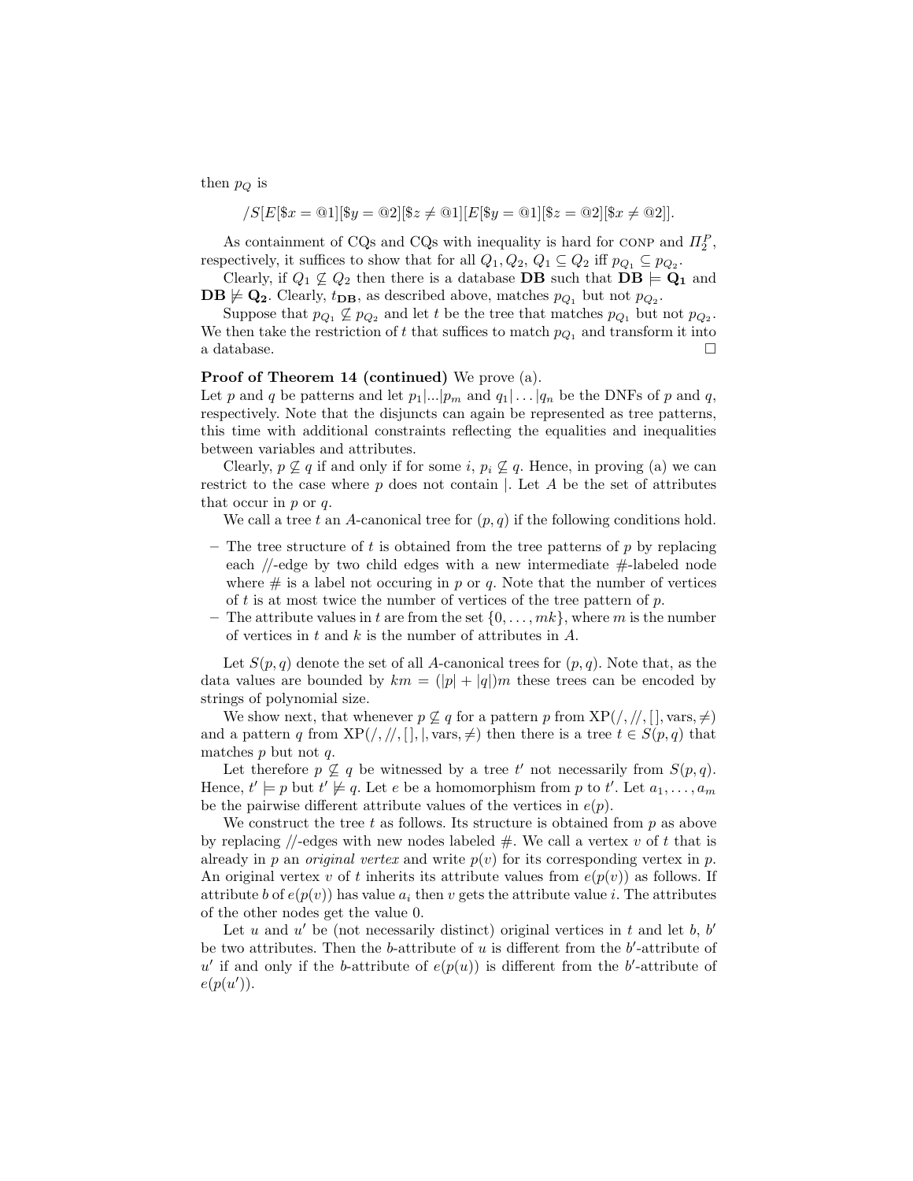then $p_Q$ is

$$/S[E[\$x = @1][\$y = @2][\$z \neq @1][E[\$y = @1][\$z = @2][\$x \neq @2]].$$

As containment of CQs and CQs with inequality is hard for CONP and $\Pi_2^P$, respectively, it suffices to show that for all $Q_1, Q_2$, $Q_1 \subseteq Q_2$ iff $p_{Q_1} \subseteq p_{Q_2}$.

Clearly, if $Q_1 \not\subseteq Q_2$ then there is a database $\mathbf{DB}$ such that $\mathbf{DB} \models \mathbf{Q_1}$ and $\mathbf{DB} \not\models \mathbf{Q_2}$. Clearly, $t_{\mathbf{DB}}$, as described above, matches $p_{Q_1}$ but not $p_{Q_2}$.

Suppose that $p_{Q_1} \not\subseteq p_{Q_2}$ and let $t$ be the tree that matches $p_{Q_1}$ but not $p_{Q_2}$. We then take the restriction of $t$ that suffices to match $p_{Q_1}$ and transform it into a database. □

**Proof of Theorem 14 (continued)** We prove (a).
Let $p$ and $q$ be patterns and let $p_1|...|p_m$ and $q_1|\ldots|q_n$ be the DNFs of $p$ and $q$, respectively. Note that the disjuncts can again be represented as tree patterns, this time with additional constraints reflecting the equalities and inequalities between variables and attributes.

Clearly, $p \not\subseteq q$ if and only if for some $i$, $p_i \not\subseteq q$. Hence, in proving (a) we can restrict to the case where $p$ does not contain |. Let $A$ be the set of attributes that occur in $p$ or $q$.

We call a tree $t$ an $A$-canonical tree for $(p, q)$ if the following conditions hold.

- The tree structure of $t$ is obtained from the tree patterns of $p$ by replacing each //-edge by two child edges with a new intermediate #-labeled node where # is a label not occuring in $p$ or $q$. Note that the number of vertices of $t$ is at most twice the number of vertices of the tree pattern of $p$.
- The attribute values in $t$ are from the set $\{0, \ldots, mk\}$, where $m$ is the number of vertices in $t$ and $k$ is the number of attributes in $A$.

Let $S(p, q)$ denote the set of all $A$-canonical trees for $(p, q)$. Note that, as the data values are bounded by $km = (|p| + |q|)m$ these trees can be encoded by strings of polynomial size.

We show next, that whenever $p \not\subseteq q$ for a pattern $p$ from XP(/, //, [ ], vars, $\neq$) and a pattern $q$ from XP(/, //, [ ], |, vars, $\neq$) then there is a tree $t \in S(p, q)$ that matches $p$ but not $q$.

Let therefore $p \not\subseteq q$ be witnessed by a tree $t'$ not necessarily from $S(p, q)$. Hence, $t' \models p$ but $t' \not\models q$. Let $e$ be a homomorphism from $p$ to $t'$. Let $a_1, \ldots, a_m$ be the pairwise different attribute values of the vertices in $e(p)$.

We construct the tree $t$ as follows. Its structure is obtained from $p$ as above by replacing //-edges with new nodes labeled #. We call a vertex $v$ of $t$ that is already in $p$ an *original vertex* and write $p(v)$ for its corresponding vertex in $p$. An original vertex $v$ of $t$ inherits its attribute values from $e(p(v))$ as follows. If attribute $b$ of $e(p(v))$ has value $a_i$ then $v$ gets the attribute value $i$. The attributes of the other nodes get the value 0.

Let $u$ and $u'$ be (not necessarily distinct) original vertices in $t$ and let $b$, $b'$ be two attributes. Then the $b$-attribute of $u$ is different from the $b'$-attribute of $u'$ if and only if the $b$-attribute of $e(p(u))$ is different from the $b'$-attribute of $e(p(u'))$.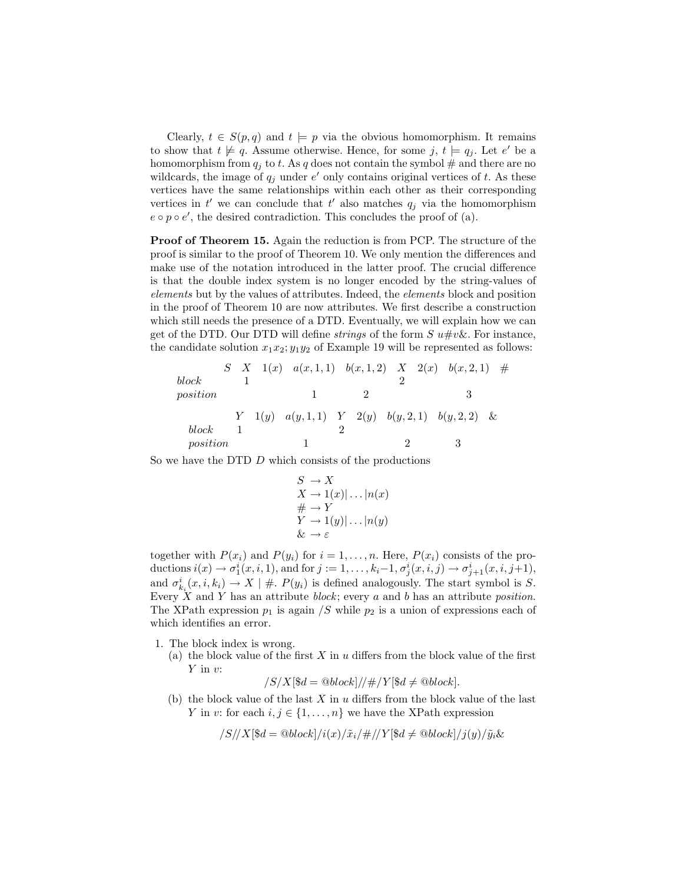Clearly, $t \in S(p, q)$ and $t \models p$ via the obvious homomorphism. It remains to show that $t \not\models q$. Assume otherwise. Hence, for some $j$, $t \models q_j$. Let $e'$ be a homomorphism from $q_j$ to $t$. As $q$ does not contain the symbol # and there are no wildcards, the image of $q_j$ under $e'$ only contains original vertices of $t$. As these vertices have the same relationships within each other as their corresponding vertices in $t'$ we can conclude that $t'$ also matches $q_j$ via the homomorphism $e \circ p \circ e'$, the desired contradiction. This concludes the proof of (a).

**Proof of Theorem 15.** Again the reduction is from PCP. The structure of the proof is similar to the proof of Theorem 10. We only mention the differences and make use of the notation introduced in the latter proof. The crucial difference is that the double index system is no longer encoded by the string-values of *elements* but by the values of attributes. Indeed, the *elements* block and position in the proof of Theorem 10 are now attributes. We first describe a construction which still needs the presence of a DTD. Eventually, we will explain how we can get of the DTD. Our DTD will define *strings* of the form $S\ u\#v\&$. For instance, the candidate solution $x_1x_2; y_1y_2$ of Example 19 will be represented as follows:

| | $S$ | $X$ | $1(x)$ | $a(x,1,1)$ | $b(x,1,2)$ | $X$ | $2(x)$ | $b(x,2,1)$ | $\#$ |
|---|---|---|---|---|---|---|---|---|---|
| *block* | | 1 | | | | 2 | | | |
| *position* | | | | 1 | 2 | | | 3 | |

| | $Y$ | $1(y)$ | $a(y,1,1)$ | $Y$ | $2(y)$ | $b(y,2,1)$ | $b(y,2,2)$ | $\&$ |
|---|---|---|---|---|---|---|---|---|
| *block* | 1 | | | 2 | | | | |
| *position* | | | 1 | | | 2 | 3 | |

So we have the DTD $D$ which consists of the productions

$$
\begin{aligned}
S &\rightarrow X \\
X &\rightarrow 1(x) | \dots | n(x) \\
\# &\rightarrow Y \\
Y &\rightarrow 1(y) | \dots | n(y) \\
\& &\rightarrow \varepsilon
\end{aligned}
$$

together with $P(x_i)$ and $P(y_i)$ for $i = 1, \dots, n$. Here, $P(x_i)$ consists of the productions $i(x) \rightarrow \sigma_1^i(x, i, 1)$, and for $j := 1, \dots, k_i - 1$, $\sigma_j^i(x, i, j) \rightarrow \sigma_{j+1}^i(x, i, j+1)$, and $\sigma_{k_i}^i(x, i, k_i) \rightarrow X \mid \#$. $P(y_i)$ is defined analogously. The start symbol is $S$. Every $X$ and $Y$ has an attribute *block*; every $a$ and $b$ has an attribute *position*. The XPath expression $p_1$ is again $/S$ while $p_2$ is a union of expressions each of which identifies an error.

1. The block index is wrong.
   (a) the block value of the first $X$ in $u$ differs from the block value of the first $Y$ in $v$:
   $$/S/X[\$d = @block]//\#/Y[\$d \neq @block].$$
   (b) the block value of the last $X$ in $u$ differs from the block value of the last $Y$ in $v$: for each $i, j \in \{1, \dots, n\}$ we have the XPath expression
   $$/S//X[\$d = @block]/i(x)/\tilde{x}_i/\#//Y[\$d \neq @block]/j(y)/\tilde{y}_i\&$$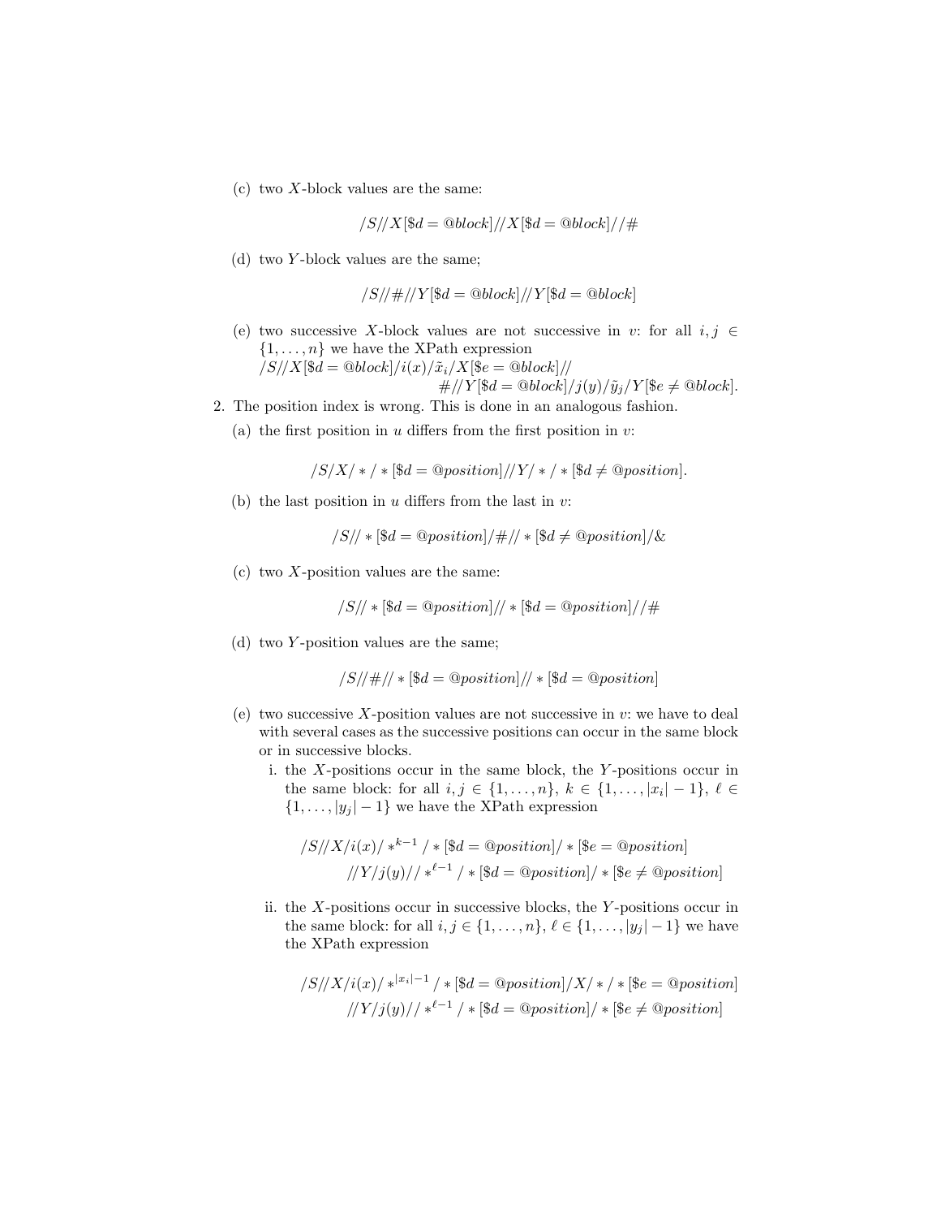(c) two $X$-block values are the same:

$$/S//X[\$d = @block]//X[\$d = @block]//\#$$

(d) two $Y$-block values are the same;

$$/S//\#//Y[\$d = @block]//Y[\$d = @block]$$

(e) two successive $X$-block values are not successive in $v$: for all $i, j \in \{1, \ldots, n\}$ we have the XPath expression
$/S//X[\$d = @block]/i(x)/\tilde{x}_i/X[\$e = @block]//$
$\#//Y[\$d = @block]/j(y)/\tilde{y}_j/Y[\$e \neq @block]$.

2. The position index is wrong. This is done in an analogous fashion.

(a) the first position in $u$ differs from the first position in $v$:

$$/S/X/*/*[\$d = @position]//Y/*/*[\$d \neq @position].$$

(b) the last position in $u$ differs from the last in $v$:

$$/S//*[\$d = @position]/\#//*[\$d \neq @position]/\&$$

(c) two $X$-position values are the same:

$$/S//*[\$d = @position]//*[\$d = @position]//\#$$

(d) two $Y$-position values are the same;

$$/S//\#//*[\$d = @position]//*[\$d = @position]$$

(e) two successive $X$-position values are not successive in $v$: we have to deal with several cases as the successive positions can occur in the same block or in successive blocks.

i. the $X$-positions occur in the same block, the $Y$-positions occur in the same block: for all $i, j \in \{1, \ldots, n\}$, $k \in \{1, \ldots, |x_i| - 1\}$, $\ell \in \{1, \ldots, |y_j| - 1\}$ we have the XPath expression

$$/S//X/i(x)/*^{k-1}/*[\$d = @position]/*[\$e = @position]$$
$$//Y/j(y)//*^{\ell-1}/*[\$d = @position]/*[\$e \neq @position]$$

ii. the $X$-positions occur in successive blocks, the $Y$-positions occur in the same block: for all $i, j \in \{1, \ldots, n\}$, $\ell \in \{1, \ldots, |y_j| - 1\}$ we have the XPath expression

$$/S//X/i(x)/*^{|x_i|-1}/*[\$d = @position]/X/*/*[\$e = @position]$$
$$//Y/j(y)//*^{\ell-1}/*[\$d = @position]/*[\$e \neq @position]$$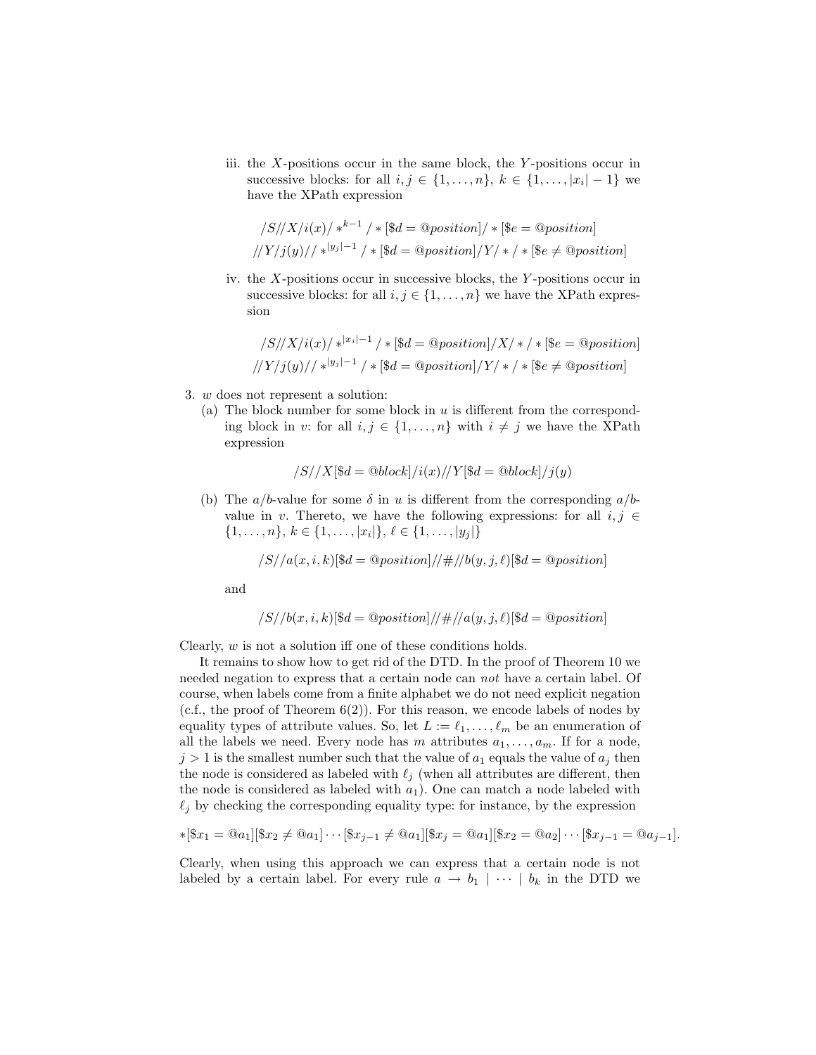iii. the $X$-positions occur in the same block, the $Y$-positions occur in successive blocks: for all $i, j \in \{1, \ldots, n\}$, $k \in \{1, \ldots, |x_i| - 1\}$ we have the XPath expression

$$/S//X/i(x)/*^{k-1}/*[\$d = @position]/*[\$e = @position]$$
$$//Y/j(y)//*^{|y_j|-1}/*[\$d = @position]/Y/*/*[\$e \neq @position]$$

iv. the $X$-positions occur in successive blocks, the $Y$-positions occur in successive blocks: for all $i, j \in \{1, \ldots, n\}$ we have the XPath expression

$$/S//X/i(x)/*^{|x_i|-1}/*[\$d = @position]/X/*/*[\$e = @position]$$
$$//Y/j(y)//*^{|y_j|-1}/*[\$d = @position]/Y/*/*[\$e \neq @position]$$

3. $w$ does not represent a solution:
   (a) The block number for some block in $u$ is different from the corresponding block in $v$: for all $i, j \in \{1, \ldots, n\}$ with $i \neq j$ we have the XPath expression

$$/S//X[\$d = @block]/i(x)//Y[\$d = @block]/j(y)$$

   (b) The $a/b$-value for some $\delta$ in $u$ is different from the corresponding $a/b$-value in $v$. Thereto, we have the following expressions: for all $i, j \in \{1, \ldots, n\}$, $k \in \{1, \ldots, |x_i|\}$, $\ell \in \{1, \ldots, |y_j|\}$

$$/S//a(x, i, k)[\$d = @position]//\#//b(y, j, \ell)[\$d = @position]$$

   and

$$/S//b(x, i, k)[\$d = @position]//\#//a(y, j, \ell)[\$d = @position]$$

Clearly, $w$ is not a solution iff one of these conditions holds.

It remains to show how to get rid of the DTD. In the proof of Theorem 10 we needed negation to express that a certain node can *not* have a certain label. Of course, when labels come from a finite alphabet we do not need explicit negation (c.f., the proof of Theorem 6(2)). For this reason, we encode labels of nodes by equality types of attribute values. So, let $L := \ell_1, \ldots, \ell_m$ be an enumeration of all the labels we need. Every node has $m$ attributes $a_1, \ldots, a_m$. If for a node, $j > 1$ is the smallest number such that the value of $a_1$ equals the value of $a_j$ then the node is considered as labeled with $\ell_j$ (when all attributes are different, then the node is considered as labeled with $a_1$). One can match a node labeled with $\ell_j$ by checking the corresponding equality type: for instance, by the expression

$$*[\$x_1 = @a_1][\$x_2 \neq @a_1] \cdots [\$x_{j-1} \neq @a_1][\$x_j = @a_1][\$x_2 = @a_2] \cdots [\$x_{j-1} = @a_{j-1}].$$

Clearly, when using this approach we can express that a certain node is not labeled by a certain label. For every rule $a \to b_1 \mid \cdots \mid b_k$ in the DTD we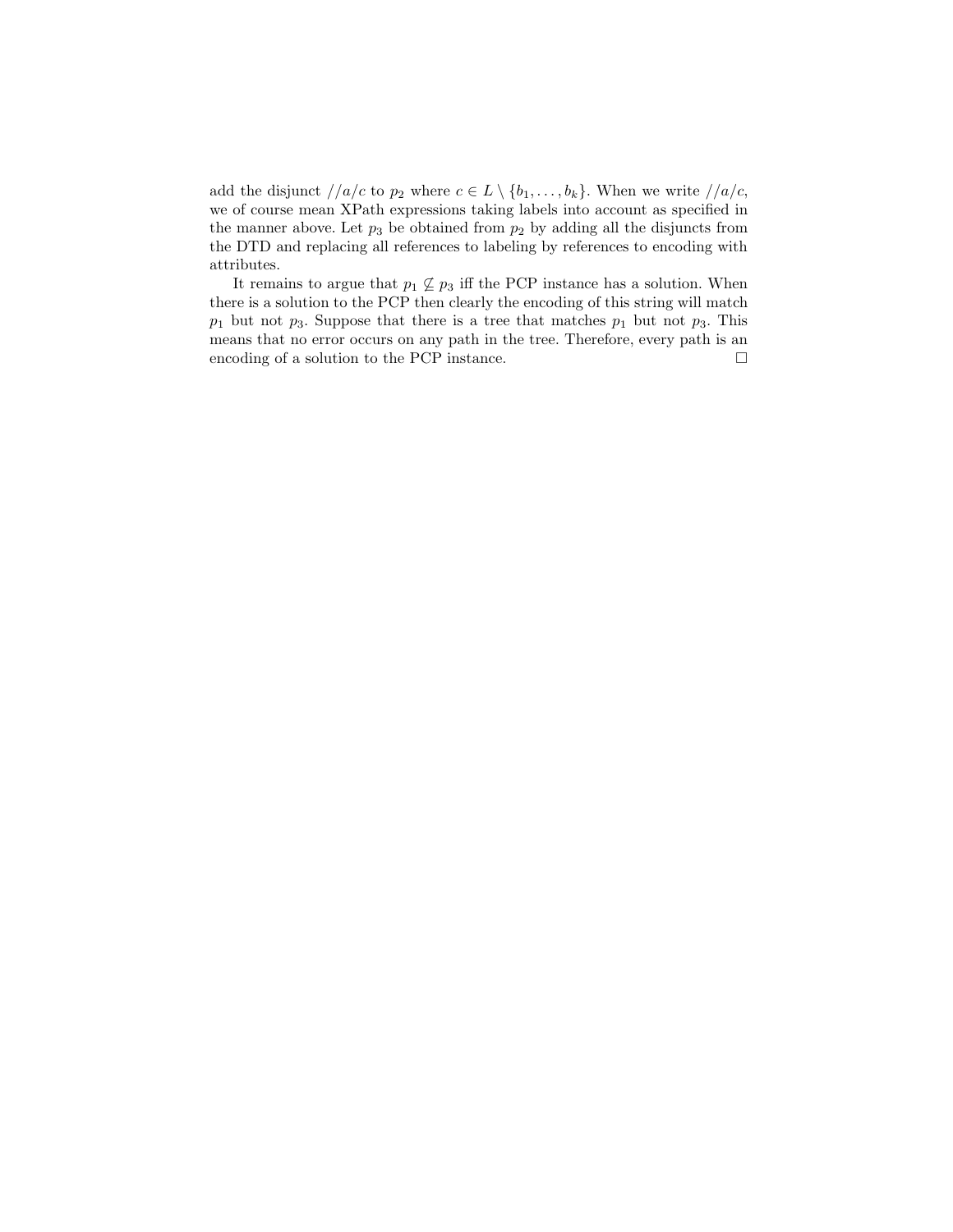add the disjunct $//a/c$ to $p_2$ where $c \in L \setminus \{b_1, \dots, b_k\}$. When we write $//a/c$, we of course mean XPath expressions taking labels into account as specified in the manner above. Let $p_3$ be obtained from $p_2$ by adding all the disjuncts from the DTD and replacing all references to labeling by references to encoding with attributes.

It remains to argue that $p_1 \not\subseteq p_3$ iff the PCP instance has a solution. When there is a solution to the PCP then clearly the encoding of this string will match $p_1$ but not $p_3$. Suppose that there is a tree that matches $p_1$ but not $p_3$. This means that no error occurs on any path in the tree. Therefore, every path is an encoding of a solution to the PCP instance. $\square$